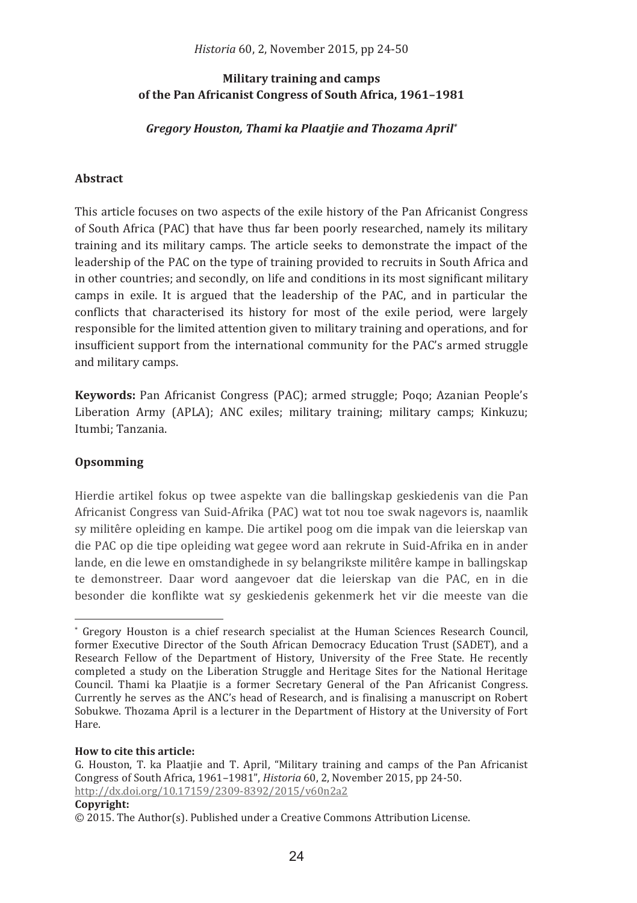# Military training and camps of the Pan Africanist Congress of South Africa, 1961–1981

***Gregory Houston, Thami ka Plaatjie and Thozama April****

## Abstract

This article focuses on two aspects of the exile history of the Pan Africanist Congress of South Africa (PAC) that have thus far been poorly researched, namely its military training and its military camps. The article seeks to demonstrate the impact of the leadership of the PAC on the type of training provided to recruits in South Africa and in other countries; and secondly, on life and conditions in its most significant military camps in exile. It is argued that the leadership of the PAC, and in particular the conflicts that characterised its history for most of the exile period, were largely responsible for the limited attention given to military training and operations, and for insufficient support from the international community for the PAC's armed struggle and military camps.

**Keywords:** Pan Africanist Congress (PAC); armed struggle; Poqo; Azanian People's Liberation Army (APLA); ANC exiles; military training; military camps; Kinkuzu; Itumbi; Tanzania.

## Opsomming

Hierdie artikel fokus op twee aspekte van die ballingskap geskiedenis van die Pan Africanist Congress van Suid-Afrika (PAC) wat tot nou toe swak nagevors is, naamlik sy militêre opleiding en kampe. Die artikel poog om die impak van die leierskap van die PAC op die tipe opleiding wat gegee word aan rekrute in Suid-Afrika en in ander lande, en die lewe en omstandighede in sy belangrikste militêre kampe in ballingskap te demonstreer. Daar word aangevoer dat die leierskap van die PAC, en in die besonder die konflikte wat sy geskiedenis gekenmerk het vir die meeste van die

---

* Gregory Houston is a chief research specialist at the Human Sciences Research Council, former Executive Director of the South African Democracy Education Trust (SADET), and a Research Fellow of the Department of History, University of the Free State. He recently completed a study on the Liberation Struggle and Heritage Sites for the National Heritage Council. Thami ka Plaatjie is a former Secretary General of the Pan Africanist Congress. Currently he serves as the ANC's head of Research, and is finalising a manuscript on Robert Sobukwe. Thozama April is a lecturer in the Department of History at the University of Fort Hare.

**How to cite this article:**

G. Houston, T. ka Plaatjie and T. April, "Military training and camps of the Pan Africanist Congress of South Africa, 1961–1981", *Historia* 60, 2, November 2015, pp 24-50. http://dx.doi.org/10.17159/2309-8392/2015/v60n2a2

**Copyright:**

© 2015. The Author(s). Published under a Creative Commons Attribution License.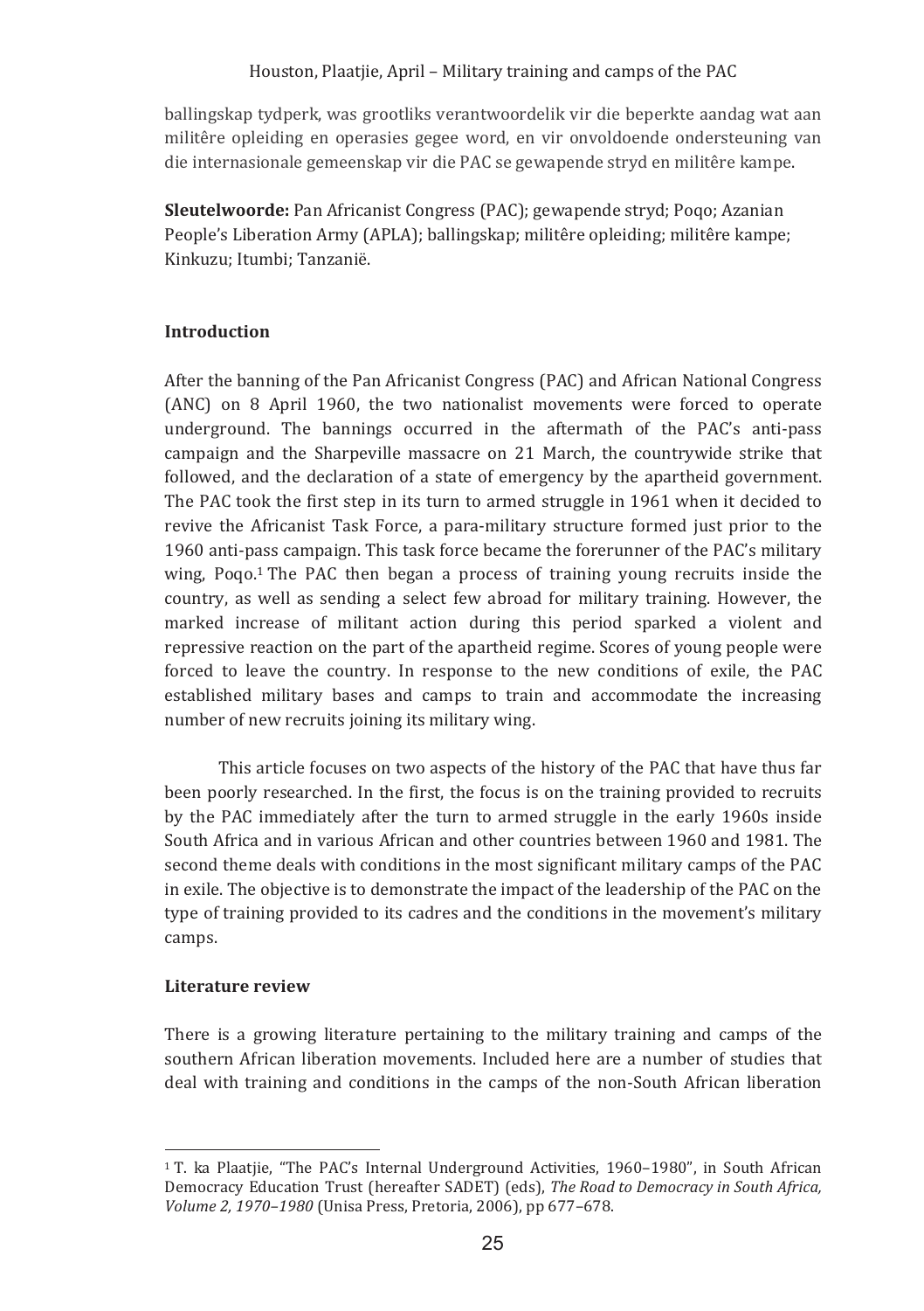ballingskap tydperk, was grootliks verantwoordelik vir die beperkte aandag wat aan militêre opleiding en operasies gegee word, en vir onvoldoende ondersteuning van die internasionale gemeenskap vir die PAC se gewapende stryd en militêre kampe.

**Sleutelwoorde:** Pan Africanist Congress (PAC); gewapende stryd; Poqo; Azanian People's Liberation Army (APLA); ballingskap; militêre opleiding; militêre kampe; Kinkuzu; Itumbi; Tanzanië.

## Introduction

After the banning of the Pan Africanist Congress (PAC) and African National Congress (ANC) on 8 April 1960, the two nationalist movements were forced to operate underground. The bannings occurred in the aftermath of the PAC's anti-pass campaign and the Sharpeville massacre on 21 March, the countrywide strike that followed, and the declaration of a state of emergency by the apartheid government. The PAC took the first step in its turn to armed struggle in 1961 when it decided to revive the Africanist Task Force, a para-military structure formed just prior to the 1960 anti-pass campaign. This task force became the forerunner of the PAC's military wing, Poqo.[1] The PAC then began a process of training young recruits inside the country, as well as sending a select few abroad for military training. However, the marked increase of militant action during this period sparked a violent and repressive reaction on the part of the apartheid regime. Scores of young people were forced to leave the country. In response to the new conditions of exile, the PAC established military bases and camps to train and accommodate the increasing number of new recruits joining its military wing.

This article focuses on two aspects of the history of the PAC that have thus far been poorly researched. In the first, the focus is on the training provided to recruits by the PAC immediately after the turn to armed struggle in the early 1960s inside South Africa and in various African and other countries between 1960 and 1981. The second theme deals with conditions in the most significant military camps of the PAC in exile. The objective is to demonstrate the impact of the leadership of the PAC on the type of training provided to its cadres and the conditions in the movement's military camps.

## Literature review

There is a growing literature pertaining to the military training and camps of the southern African liberation movements. Included here are a number of studies that deal with training and conditions in the camps of the non-South African liberation

[1] T. ka Plaatjie, "The PAC's Internal Underground Activities, 1960–1980", in South African Democracy Education Trust (hereafter SADET) (eds), *The Road to Democracy in South Africa, Volume 2, 1970–1980* (Unisa Press, Pretoria, 2006), pp 677–678.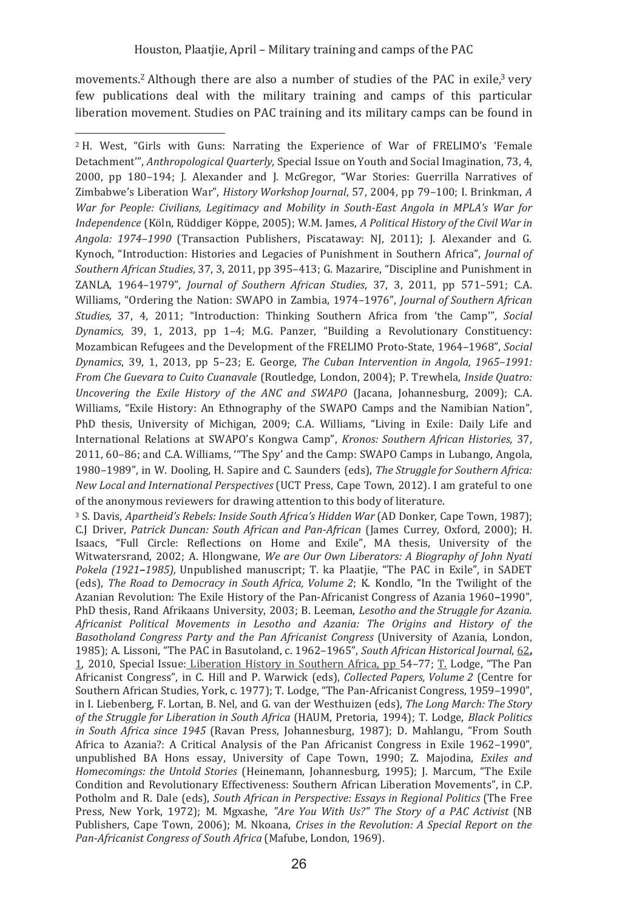movements.[2] Although there are also a number of studies of the PAC in exile,[3] very few publications deal with the military training and camps of this particular liberation movement. Studies on PAC training and its military camps can be found in

---

[2] H. West, "Girls with Guns: Narrating the Experience of War of FRELIMO's 'Female Detachment'", *Anthropological Quarterly*, Special Issue on Youth and Social Imagination, 73, 4, 2000, pp 180–194; J. Alexander and J. McGregor, "War Stories: Guerrilla Narratives of Zimbabwe's Liberation War", *History Workshop Journal*, 57, 2004, pp 79–100; I. Brinkman, *A War for People: Civilians, Legitimacy and Mobility in South-East Angola in MPLA's War for Independence* (Köln, Rüddiger Köppe, 2005); W.M. James, *A Political History of the Civil War in Angola: 1974–1990* (Transaction Publishers, Piscataway: NJ, 2011); J. Alexander and G. Kynoch, "Introduction: Histories and Legacies of Punishment in Southern Africa", *Journal of Southern African Studies*, 37, 3, 2011, pp 395–413; G. Mazarire, "Discipline and Punishment in ZANLA, 1964–1979", *Journal of Southern African Studies*, 37, 3, 2011, pp 571–591; C.A. Williams, "Ordering the Nation: SWAPO in Zambia, 1974–1976", *Journal of Southern African Studies,* 37, 4, 2011; "Introduction: Thinking Southern Africa from 'the Camp'", *Social Dynamics,* 39, 1, 2013, pp 1–4; M.G. Panzer, "Building a Revolutionary Constituency: Mozambican Refugees and the Development of the FRELIMO Proto-State, 1964–1968", *Social Dynamics*, 39, 1, 2013, pp 5–23; E. George, *The Cuban Intervention in Angola, 1965–1991: From Che Guevara to Cuito Cuanavale* (Routledge, London, 2004); P. Trewhela, *Inside Quatro: Uncovering the Exile History of the ANC and SWAPO* (Jacana, Johannesburg, 2009); C.A. Williams, "Exile History: An Ethnography of the SWAPO Camps and the Namibian Nation", PhD thesis, University of Michigan, 2009; C.A. Williams, "Living in Exile: Daily Life and International Relations at SWAPO's Kongwa Camp", *Kronos: Southern African Histories,* 37, 2011, 60–86; and C.A. Williams, '"The Spy' and the Camp: SWAPO Camps in Lubango, Angola, 1980–1989", in W. Dooling, H. Sapire and C. Saunders (eds), *The Struggle for Southern Africa: New Local and International Perspectives* (UCT Press, Cape Town, 2012). I am grateful to one of the anonymous reviewers for drawing attention to this body of literature.

[3] S. Davis, *Apartheid's Rebels: Inside South Africa's Hidden War* (AD Donker, Cape Town, 1987); C.J Driver, *Patrick Duncan: South African and Pan-African* (James Currey, Oxford, 2000); H. Isaacs, "Full Circle: Reflections on Home and Exile", MA thesis, University of the Witwatersrand, 2002; A. Hlongwane, *We are Our Own Liberators: A Biography of John Nyati Pokela (1921–1985),* Unpublished manuscript; T. ka Plaatjie, "The PAC in Exile", in SADET (eds), *The Road to Democracy in South Africa, Volume 2*; K. Kondlo, "In the Twilight of the Azanian Revolution: The Exile History of the Pan-Africanist Congress of Azania 1960–1990", PhD thesis, Rand Afrikaans University, 2003; B. Leeman, *Lesotho and the Struggle for Azania. Africanist Political Movements in Lesotho and Azania: The Origins and History of the Basotholand Congress Party and the Pan Africanist Congress* (University of Azania, London, 1985); A. Lissoni, "The PAC in Basutoland, c. 1962–1965", *South African Historical Journal*, 62, 1, 2010, Special Issue: Liberation History in Southern Africa, pp 54–77; T. Lodge, "The Pan Africanist Congress", in C. Hill and P. Warwick (eds), *Collected Papers, Volume 2* (Centre for Southern African Studies, York, c. 1977); T. Lodge, "The Pan-Africanist Congress, 1959–1990", in I. Liebenberg, F. Lortan, B. Nel, and G. van der Westhuizen (eds), *The Long March: The Story of the Struggle for Liberation in South Africa* (HAUM, Pretoria, 1994); T. Lodge, *Black Politics in South Africa since 1945* (Ravan Press, Johannesburg, 1987); D. Mahlangu, "From South Africa to Azania?: A Critical Analysis of the Pan Africanist Congress in Exile 1962–1990", unpublished BA Hons essay, University of Cape Town, 1990; Z. Majodina, *Exiles and Homecomings: the Untold Stories* (Heinemann, Johannesburg, 1995); J. Marcum, "The Exile Condition and Revolutionary Effectiveness: Southern African Liberation Movements", in C.P. Potholm and R. Dale (eds), *South African in Perspective: Essays in Regional Politics* (The Free Press, New York, 1972); M. Mgxashe, *"Are You With Us?" The Story of a PAC Activist* (NB Publishers, Cape Town, 2006); M. Nkoana, *Crises in the Revolution: A Special Report on the Pan-Africanist Congress of South Africa* (Mafube, London, 1969).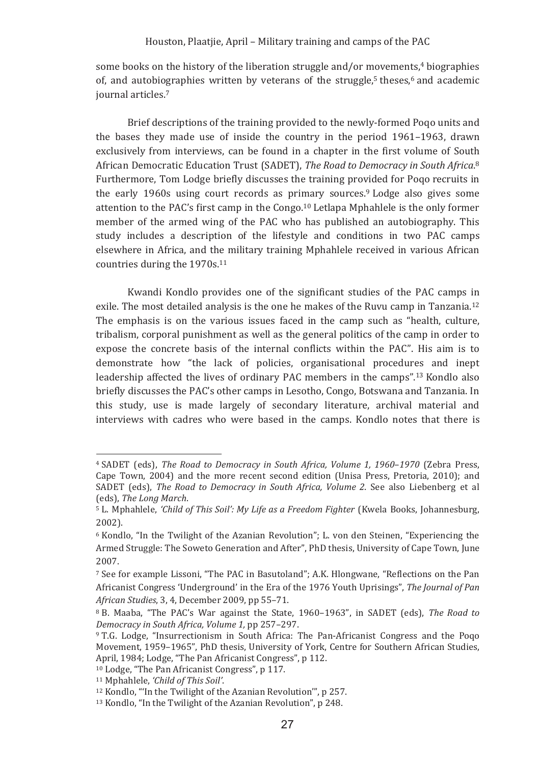some books on the history of the liberation struggle and/or movements,[4] biographies of, and autobiographies written by veterans of the struggle,[5] theses,[6] and academic journal articles.[7]

Brief descriptions of the training provided to the newly-formed Poqo units and the bases they made use of inside the country in the period 1961–1963, drawn exclusively from interviews, can be found in a chapter in the first volume of South African Democratic Education Trust (SADET), *The Road to Democracy in South Africa*.[8] Furthermore, Tom Lodge briefly discusses the training provided for Poqo recruits in the early 1960s using court records as primary sources.[9] Lodge also gives some attention to the PAC's first camp in the Congo.[10] Letlapa Mphahlele is the only former member of the armed wing of the PAC who has published an autobiography. This study includes a description of the lifestyle and conditions in two PAC camps elsewhere in Africa, and the military training Mphahlele received in various African countries during the 1970s.[11]

Kwandi Kondlo provides one of the significant studies of the PAC camps in exile. The most detailed analysis is the one he makes of the Ruvu camp in Tanzania.[12] The emphasis is on the various issues faced in the camp such as "health, culture, tribalism, corporal punishment as well as the general politics of the camp in order to expose the concrete basis of the internal conflicts within the PAC". His aim is to demonstrate how "the lack of policies, organisational procedures and inept leadership affected the lives of ordinary PAC members in the camps".[13] Kondlo also briefly discusses the PAC's other camps in Lesotho, Congo, Botswana and Tanzania. In this study, use is made largely of secondary literature, archival material and interviews with cadres who were based in the camps. Kondlo notes that there is

---

[4] SADET (eds), *The Road to Democracy in South Africa, Volume 1, 1960–1970* (Zebra Press, Cape Town, 2004) and the more recent second edition (Unisa Press, Pretoria, 2010); and SADET (eds), *The Road to Democracy in South Africa, Volume 2*. See also Liebenberg et al (eds), *The Long March*.

[5] L. Mphahlele, *'Child of This Soil': My Life as a Freedom Fighter* (Kwela Books, Johannesburg, 2002).

[6] Kondlo, "In the Twilight of the Azanian Revolution"; L. von den Steinen, "Experiencing the Armed Struggle: The Soweto Generation and After", PhD thesis, University of Cape Town, June 2007.

[7] See for example Lissoni, "The PAC in Basutoland"; A.K. Hlongwane, "Reflections on the Pan Africanist Congress 'Underground' in the Era of the 1976 Youth Uprisings", *The Journal of Pan African Studies*, 3, 4, December 2009, pp 55–71.

[8] B. Maaba, "The PAC's War against the State, 1960–1963", in SADET (eds), *The Road to Democracy in South Africa, Volume 1*, pp 257–297.

[9] T.G. Lodge, "Insurrectionism in South Africa: The Pan-Africanist Congress and the Poqo Movement, 1959–1965", PhD thesis, University of York, Centre for Southern African Studies, April, 1984; Lodge, "The Pan Africanist Congress", p 112.

[10] Lodge, "The Pan Africanist Congress", p 117.

[11] Mphahlele, *'Child of This Soil'*.

[12] Kondlo, "'In the Twilight of the Azanian Revolution'", p 257.

[13] Kondlo, "In the Twilight of the Azanian Revolution", p 248.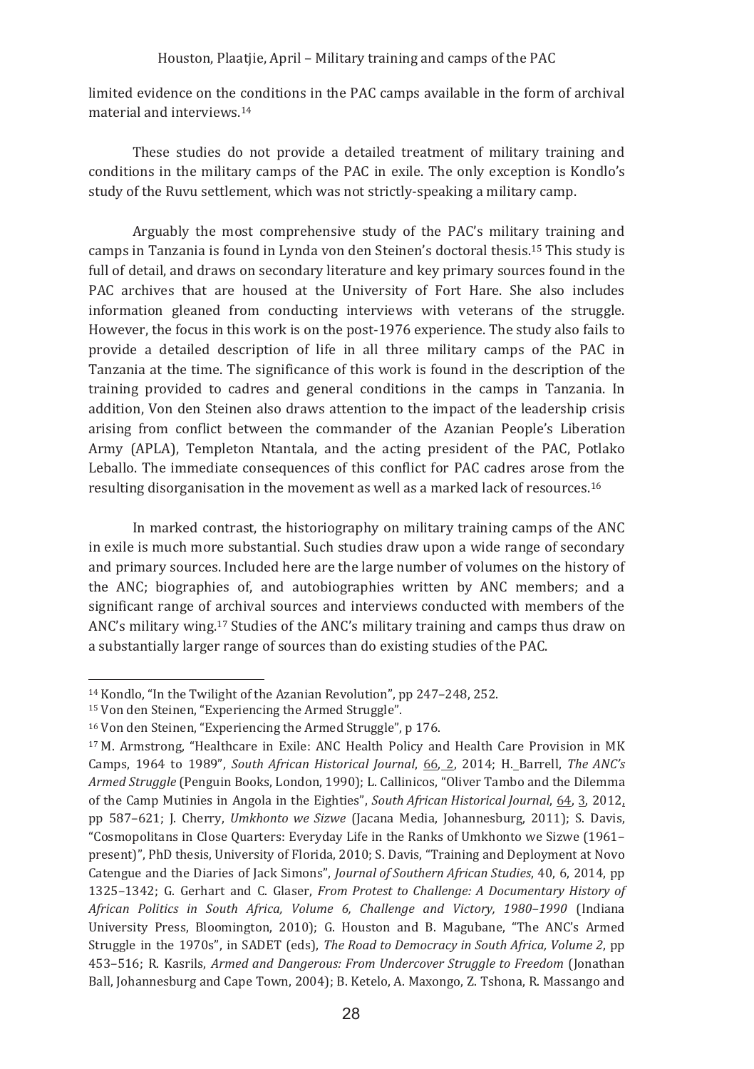limited evidence on the conditions in the PAC camps available in the form of archival material and interviews.[14]

These studies do not provide a detailed treatment of military training and conditions in the military camps of the PAC in exile. The only exception is Kondlo's study of the Ruvu settlement, which was not strictly-speaking a military camp.

Arguably the most comprehensive study of the PAC's military training and camps in Tanzania is found in Lynda von den Steinen's doctoral thesis.[15] This study is full of detail, and draws on secondary literature and key primary sources found in the PAC archives that are housed at the University of Fort Hare. She also includes information gleaned from conducting interviews with veterans of the struggle. However, the focus in this work is on the post-1976 experience. The study also fails to provide a detailed description of life in all three military camps of the PAC in Tanzania at the time. The significance of this work is found in the description of the training provided to cadres and general conditions in the camps in Tanzania. In addition, Von den Steinen also draws attention to the impact of the leadership crisis arising from conflict between the commander of the Azanian People's Liberation Army (APLA), Templeton Ntantala, and the acting president of the PAC, Potlako Leballo. The immediate consequences of this conflict for PAC cadres arose from the resulting disorganisation in the movement as well as a marked lack of resources.[16]

In marked contrast, the historiography on military training camps of the ANC in exile is much more substantial. Such studies draw upon a wide range of secondary and primary sources. Included here are the large number of volumes on the history of the ANC; biographies of, and autobiographies written by ANC members; and a significant range of archival sources and interviews conducted with members of the ANC's military wing.[17] Studies of the ANC's military training and camps thus draw on a substantially larger range of sources than do existing studies of the PAC.

---

[14] Kondlo, "In the Twilight of the Azanian Revolution", pp 247–248, 252.

[15] Von den Steinen, "Experiencing the Armed Struggle".

[16] Von den Steinen, "Experiencing the Armed Struggle", p 176.

[17] M. Armstrong, "Healthcare in Exile: ANC Health Policy and Health Care Provision in MK Camps, 1964 to 1989", *South African Historical Journal*, 66, 2, 2014; H. Barrell, *The ANC's Armed Struggle* (Penguin Books, London, 1990); L. Callinicos, "Oliver Tambo and the Dilemma of the Camp Mutinies in Angola in the Eighties", *South African Historical Journal*, 64, 3, 2012, pp 587–621; J. Cherry, *Umkhonto we Sizwe* (Jacana Media, Johannesburg, 2011); S. Davis, "Cosmopolitans in Close Quarters: Everyday Life in the Ranks of Umkhonto we Sizwe (1961–present)", PhD thesis, University of Florida, 2010; S. Davis, "Training and Deployment at Novo Catengue and the Diaries of Jack Simons", *Journal of Southern African Studies*, 40, 6, 2014, pp 1325–1342; G. Gerhart and C. Glaser, *From Protest to Challenge: A Documentary History of African Politics in South Africa, Volume 6, Challenge and Victory, 1980–1990* (Indiana University Press, Bloomington, 2010); G. Houston and B. Magubane, "The ANC's Armed Struggle in the 1970s", in SADET (eds), *The Road to Democracy in South Africa, Volume 2*, pp 453–516; R. Kasrils, *Armed and Dangerous: From Undercover Struggle to Freedom* (Jonathan Ball, Johannesburg and Cape Town, 2004); B. Ketelo, A. Maxongo, Z. Tshona, R. Massango and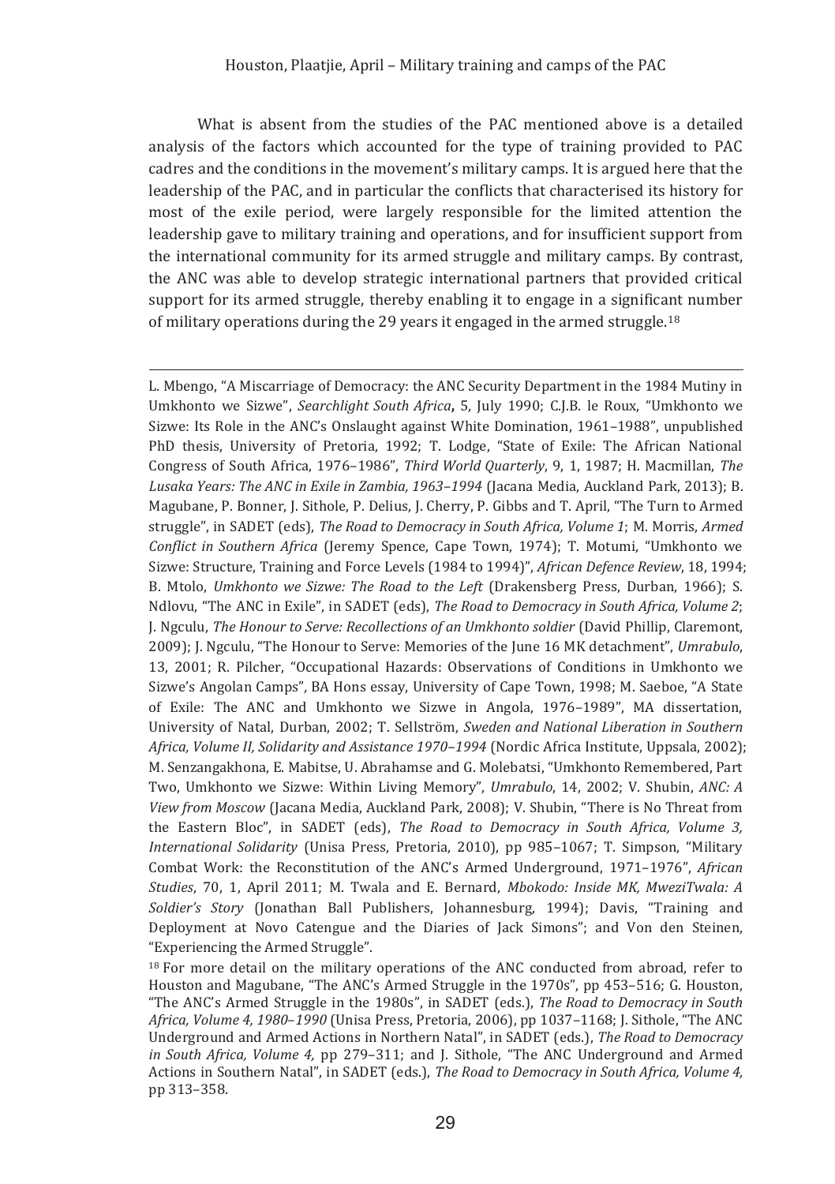What is absent from the studies of the PAC mentioned above is a detailed analysis of the factors which accounted for the type of training provided to PAC cadres and the conditions in the movement's military camps. It is argued here that the leadership of the PAC, and in particular the conflicts that characterised its history for most of the exile period, were largely responsible for the limited attention the leadership gave to military training and operations, and for insufficient support from the international community for its armed struggle and military camps. By contrast, the ANC was able to develop strategic international partners that provided critical support for its armed struggle, thereby enabling it to engage in a significant number of military operations during the 29 years it engaged in the armed struggle.[18]

---

L. Mbengo, "A Miscarriage of Democracy: the ANC Security Department in the 1984 Mutiny in Umkhonto we Sizwe", *Searchlight South Africa*, 5, July 1990; C.J.B. le Roux, "Umkhonto we Sizwe: Its Role in the ANC's Onslaught against White Domination, 1961–1988", unpublished PhD thesis, University of Pretoria, 1992; T. Lodge, "State of Exile: The African National Congress of South Africa, 1976–1986", *Third World Quarterly*, 9, 1, 1987; H. Macmillan, *The Lusaka Years: The ANC in Exile in Zambia, 1963–1994* (Jacana Media, Auckland Park, 2013); B. Magubane, P. Bonner, J. Sithole, P. Delius, J. Cherry, P. Gibbs and T. April, "The Turn to Armed struggle", in SADET (eds), *The Road to Democracy in South Africa, Volume 1*; M. Morris, *Armed Conflict in Southern Africa* (Jeremy Spence, Cape Town, 1974); T. Motumi, "Umkhonto we Sizwe: Structure, Training and Force Levels (1984 to 1994)", *African Defence Review*, 18, 1994; B. Mtolo, *Umkhonto we Sizwe: The Road to the Left* (Drakensberg Press, Durban, 1966); S. Ndlovu, "The ANC in Exile", in SADET (eds), *The Road to Democracy in South Africa, Volume 2*; J. Ngculu, *The Honour to Serve: Recollections of an Umkhonto soldier* (David Phillip, Claremont, 2009); J. Ngculu, "The Honour to Serve: Memories of the June 16 MK detachment", *Umrabulo*, 13, 2001; R. Pilcher, "Occupational Hazards: Observations of Conditions in Umkhonto we Sizwe's Angolan Camps", BA Hons essay, University of Cape Town, 1998; M. Saeboe, "A State of Exile: The ANC and Umkhonto we Sizwe in Angola, 1976–1989", MA dissertation, University of Natal, Durban, 2002; T. Sellström, *Sweden and National Liberation in Southern Africa, Volume II, Solidarity and Assistance 1970–1994* (Nordic Africa Institute, Uppsala, 2002); M. Senzangakhona, E. Mabitse, U. Abrahamse and G. Molebatsi, "Umkhonto Remembered, Part Two, Umkhonto we Sizwe: Within Living Memory", *Umrabulo*, 14, 2002; V. Shubin, *ANC: A View from Moscow* (Jacana Media, Auckland Park, 2008); V. Shubin, "There is No Threat from the Eastern Bloc", in SADET (eds), *The Road to Democracy in South Africa, Volume 3, International Solidarity* (Unisa Press, Pretoria, 2010), pp 985–1067; T. Simpson, "Military Combat Work: the Reconstitution of the ANC's Armed Underground, 1971–1976", *African Studies*, 70, 1, April 2011; M. Twala and E. Bernard, *Mbokodo: Inside MK, MweziTwala: A Soldier's Story* (Jonathan Ball Publishers, Johannesburg, 1994); Davis, "Training and Deployment at Novo Catengue and the Diaries of Jack Simons"; and Von den Steinen, "Experiencing the Armed Struggle".

[18] For more detail on the military operations of the ANC conducted from abroad, refer to Houston and Magubane, "The ANC's Armed Struggle in the 1970s", pp 453–516; G. Houston, "The ANC's Armed Struggle in the 1980s", in SADET (eds.), *The Road to Democracy in South Africa, Volume 4, 1980–1990* (Unisa Press, Pretoria, 2006), pp 1037–1168; J. Sithole, "The ANC Underground and Armed Actions in Northern Natal", in SADET (eds.), *The Road to Democracy in South Africa, Volume 4,* pp 279–311; and J. Sithole, "The ANC Underground and Armed Actions in Southern Natal", in SADET (eds.), *The Road to Democracy in South Africa, Volume 4,* pp 313–358.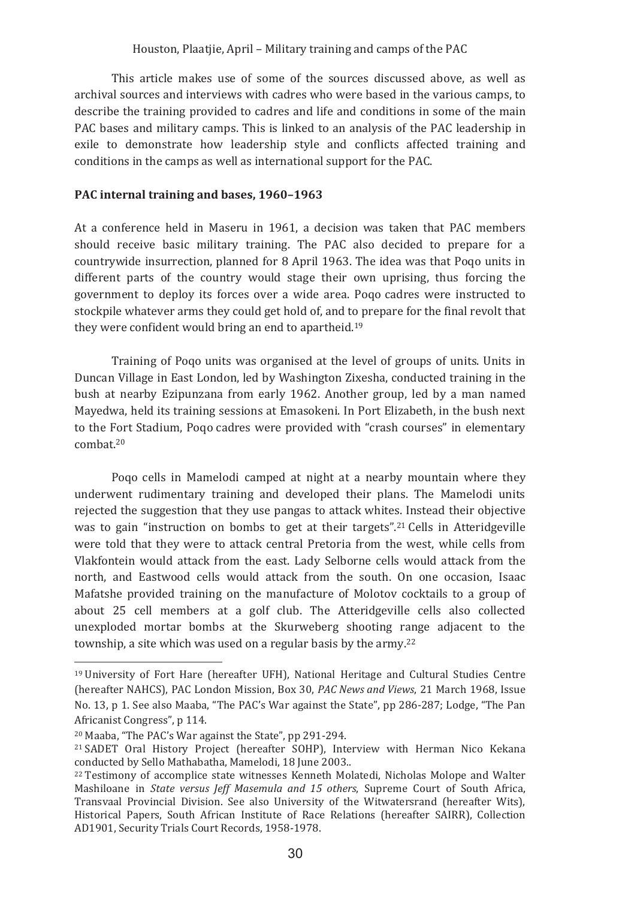This article makes use of some of the sources discussed above, as well as archival sources and interviews with cadres who were based in the various camps, to describe the training provided to cadres and life and conditions in some of the main PAC bases and military camps. This is linked to an analysis of the PAC leadership in exile to demonstrate how leadership style and conflicts affected training and conditions in the camps as well as international support for the PAC.

## PAC internal training and bases, 1960–1963

At a conference held in Maseru in 1961, a decision was taken that PAC members should receive basic military training. The PAC also decided to prepare for a countrywide insurrection, planned for 8 April 1963. The idea was that Poqo units in different parts of the country would stage their own uprising, thus forcing the government to deploy its forces over a wide area. Poqo cadres were instructed to stockpile whatever arms they could get hold of, and to prepare for the final revolt that they were confident would bring an end to apartheid.[19]

Training of Poqo units was organised at the level of groups of units. Units in Duncan Village in East London, led by Washington Zixesha, conducted training in the bush at nearby Ezipunzana from early 1962. Another group, led by a man named Mayedwa, held its training sessions at Emasokeni. In Port Elizabeth, in the bush next to the Fort Stadium, Poqo cadres were provided with "crash courses" in elementary combat.[20]

Poqo cells in Mamelodi camped at night at a nearby mountain where they underwent rudimentary training and developed their plans. The Mamelodi units rejected the suggestion that they use pangas to attack whites. Instead their objective was to gain "instruction on bombs to get at their targets".[21] Cells in Atteridgeville were told that they were to attack central Pretoria from the west, while cells from Vlakfontein would attack from the east. Lady Selborne cells would attack from the north, and Eastwood cells would attack from the south. On one occasion, Isaac Mafatshe provided training on the manufacture of Molotov cocktails to a group of about 25 cell members at a golf club. The Atteridgeville cells also collected unexploded mortar bombs at the Skurweberg shooting range adjacent to the township, a site which was used on a regular basis by the army.[22]

---

[19] University of Fort Hare (hereafter UFH), National Heritage and Cultural Studies Centre (hereafter NAHCS), PAC London Mission, Box 30, *PAC News and Views*, 21 March 1968, Issue No. 13, p 1. See also Maaba, "The PAC's War against the State", pp 286-287; Lodge, "The Pan Africanist Congress", p 114.

[20] Maaba, "The PAC's War against the State", pp 291-294.

[21] SADET Oral History Project (hereafter SOHP), Interview with Herman Nico Kekana conducted by Sello Mathabatha, Mamelodi, 18 June 2003..

[22] Testimony of accomplice state witnesses Kenneth Molatedi, Nicholas Molope and Walter Mashiloane in *State versus Jeff Masemula and 15 others*, Supreme Court of South Africa, Transvaal Provincial Division. See also University of the Witwatersrand (hereafter Wits), Historical Papers, South African Institute of Race Relations (hereafter SAIRR), Collection AD1901, Security Trials Court Records, 1958-1978.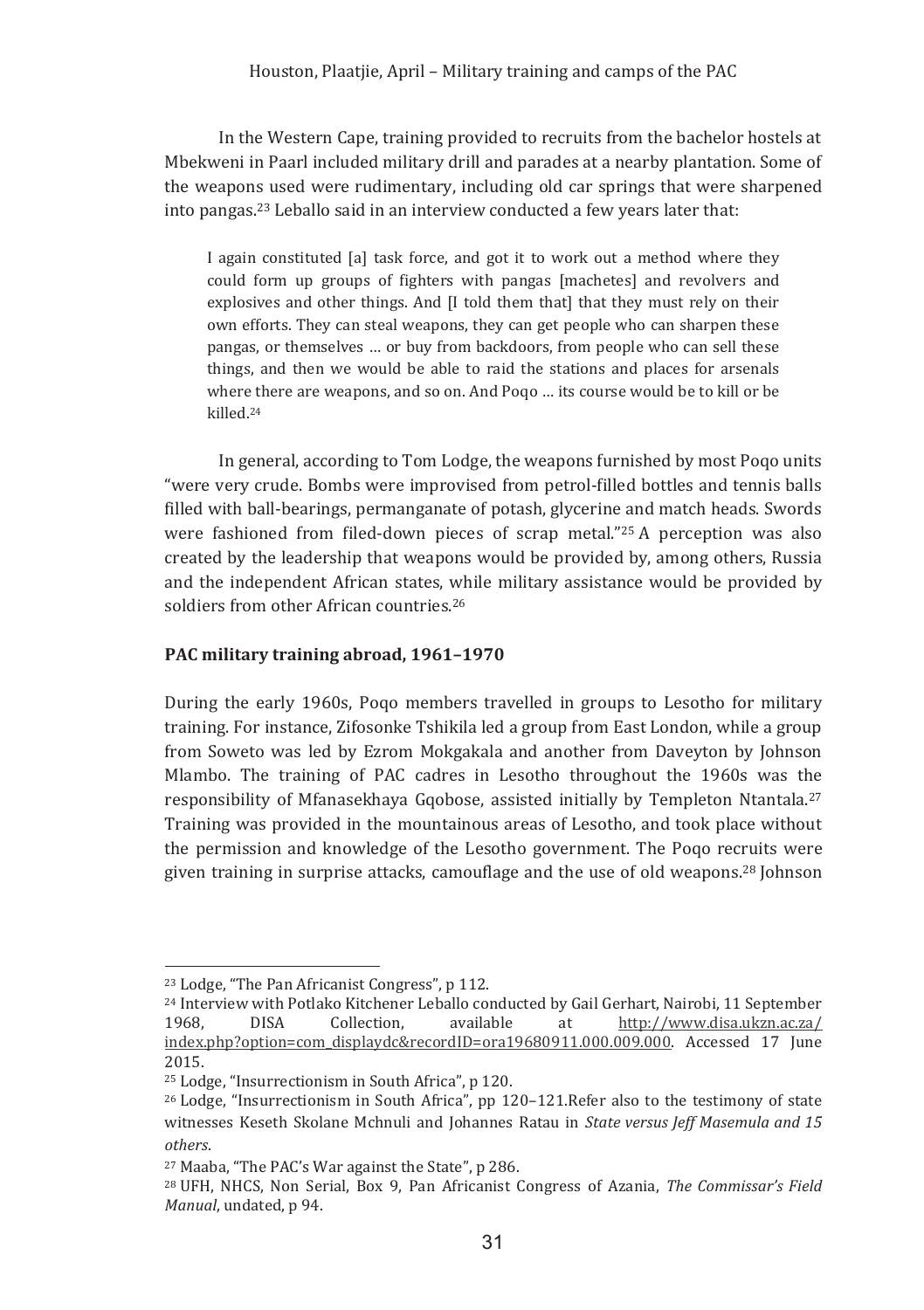In the Western Cape, training provided to recruits from the bachelor hostels at Mbekweni in Paarl included military drill and parades at a nearby plantation. Some of the weapons used were rudimentary, including old car springs that were sharpened into pangas.[23] Leballo said in an interview conducted a few years later that:

> I again constituted [a] task force, and got it to work out a method where they could form up groups of fighters with pangas [machetes] and revolvers and explosives and other things. And [I told them that] that they must rely on their own efforts. They can steal weapons, they can get people who can sharpen these pangas, or themselves … or buy from backdoors, from people who can sell these things, and then we would be able to raid the stations and places for arsenals where there are weapons, and so on. And Poqo … its course would be to kill or be killed.[24]

In general, according to Tom Lodge, the weapons furnished by most Poqo units "were very crude. Bombs were improvised from petrol-filled bottles and tennis balls filled with ball-bearings, permanganate of potash, glycerine and match heads. Swords were fashioned from filed-down pieces of scrap metal."[25] A perception was also created by the leadership that weapons would be provided by, among others, Russia and the independent African states, while military assistance would be provided by soldiers from other African countries.[26]

### PAC military training abroad, 1961–1970

During the early 1960s, Poqo members travelled in groups to Lesotho for military training. For instance, Zifosonke Tshikila led a group from East London, while a group from Soweto was led by Ezrom Mokgakala and another from Daveyton by Johnson Mlambo. The training of PAC cadres in Lesotho throughout the 1960s was the responsibility of Mfanasekhaya Gqobose, assisted initially by Templeton Ntantala.[27] Training was provided in the mountainous areas of Lesotho, and took place without the permission and knowledge of the Lesotho government. The Poqo recruits were given training in surprise attacks, camouflage and the use of old weapons.[28] Johnson

---

[23] Lodge, "The Pan Africanist Congress", p 112.

[24] Interview with Potlako Kitchener Leballo conducted by Gail Gerhart, Nairobi, 11 September 1968, DISA Collection, available at http://www.disa.ukzn.ac.za/index.php?option=com_displaydc&recordID=ora19680911.000.009.000. Accessed 17 June 2015.

[25] Lodge, "Insurrectionism in South Africa", p 120.

[26] Lodge, "Insurrectionism in South Africa", pp 120–121.Refer also to the testimony of state witnesses Keseth Skolane Mchnuli and Johannes Ratau in *State versus Jeff Masemula and 15 others*.

[27] Maaba, "The PAC's War against the State", p 286.

[28] UFH, NHCS, Non Serial, Box 9, Pan Africanist Congress of Azania, *The Commissar's Field Manual*, undated, p 94.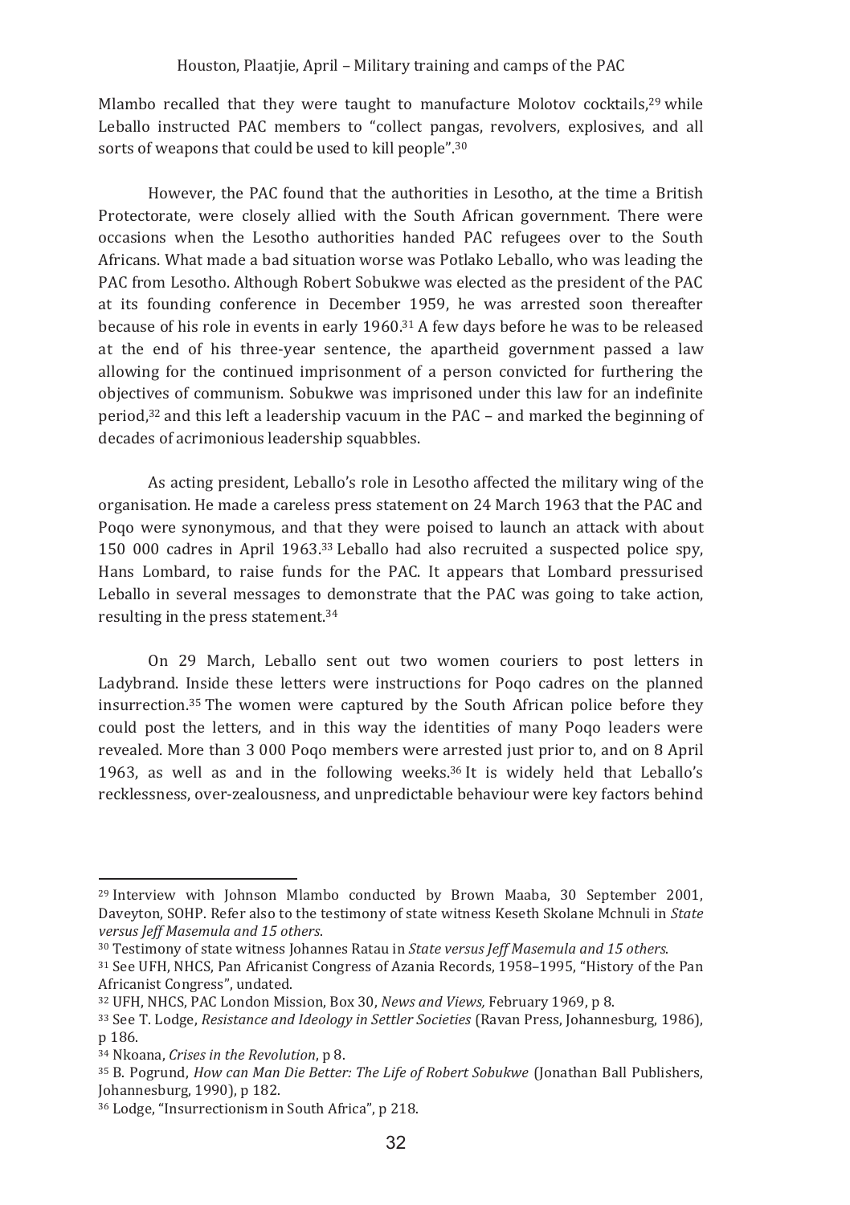Mlambo recalled that they were taught to manufacture Molotov cocktails,[29] while Leballo instructed PAC members to "collect pangas, revolvers, explosives, and all sorts of weapons that could be used to kill people".[30]

However, the PAC found that the authorities in Lesotho, at the time a British Protectorate, were closely allied with the South African government. There were occasions when the Lesotho authorities handed PAC refugees over to the South Africans. What made a bad situation worse was Potlako Leballo, who was leading the PAC from Lesotho. Although Robert Sobukwe was elected as the president of the PAC at its founding conference in December 1959, he was arrested soon thereafter because of his role in events in early 1960.[31] A few days before he was to be released at the end of his three-year sentence, the apartheid government passed a law allowing for the continued imprisonment of a person convicted for furthering the objectives of communism. Sobukwe was imprisoned under this law for an indefinite period,[32] and this left a leadership vacuum in the PAC – and marked the beginning of decades of acrimonious leadership squabbles.

As acting president, Leballo's role in Lesotho affected the military wing of the organisation. He made a careless press statement on 24 March 1963 that the PAC and Poqo were synonymous, and that they were poised to launch an attack with about 150 000 cadres in April 1963.[33] Leballo had also recruited a suspected police spy, Hans Lombard, to raise funds for the PAC. It appears that Lombard pressurised Leballo in several messages to demonstrate that the PAC was going to take action, resulting in the press statement.[34]

On 29 March, Leballo sent out two women couriers to post letters in Ladybrand. Inside these letters were instructions for Poqo cadres on the planned insurrection.[35] The women were captured by the South African police before they could post the letters, and in this way the identities of many Poqo leaders were revealed. More than 3 000 Poqo members were arrested just prior to, and on 8 April 1963, as well as and in the following weeks.[36] It is widely held that Leballo's recklessness, over-zealousness, and unpredictable behaviour were key factors behind

---

[29] Interview with Johnson Mlambo conducted by Brown Maaba, 30 September 2001, Daveyton, SOHP. Refer also to the testimony of state witness Keseth Skolane Mchnuli in *State versus Jeff Masemula and 15 others*.

[30] Testimony of state witness Johannes Ratau in *State versus Jeff Masemula and 15 others*.

[31] See UFH, NHCS, Pan Africanist Congress of Azania Records, 1958–1995, "History of the Pan Africanist Congress", undated.

[32] UFH, NHCS, PAC London Mission, Box 30, *News and Views,* February 1969, p 8.

[33] See T. Lodge, *Resistance and Ideology in Settler Societies* (Ravan Press, Johannesburg, 1986), p 186.

[34] Nkoana, *Crises in the Revolution*, p 8.

[35] B. Pogrund, *How can Man Die Better: The Life of Robert Sobukwe* (Jonathan Ball Publishers, Johannesburg, 1990), p 182.

[36] Lodge, "Insurrectionism in South Africa", p 218.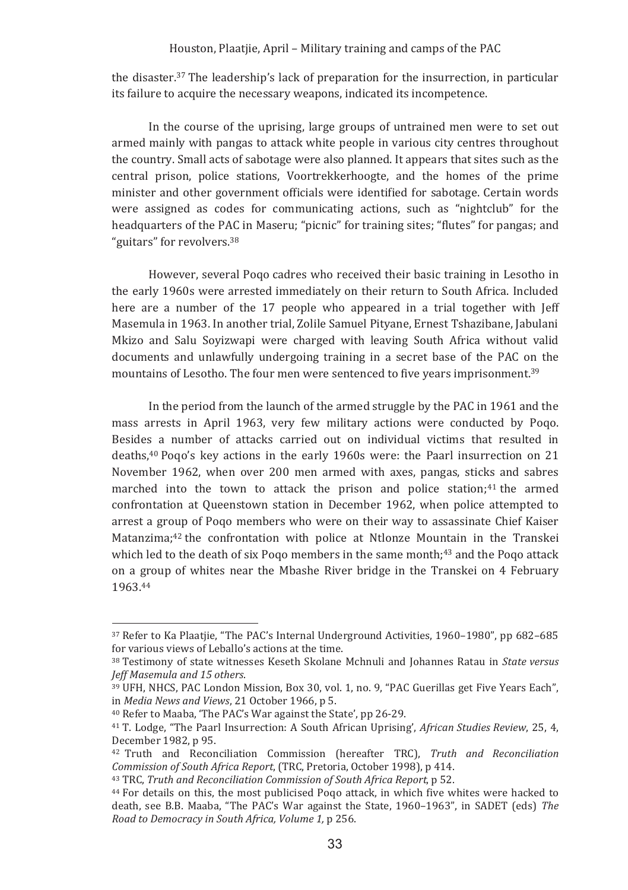the disaster.[37] The leadership's lack of preparation for the insurrection, in particular its failure to acquire the necessary weapons, indicated its incompetence.

In the course of the uprising, large groups of untrained men were to set out armed mainly with pangas to attack white people in various city centres throughout the country. Small acts of sabotage were also planned. It appears that sites such as the central prison, police stations, Voortrekkerhoogte, and the homes of the prime minister and other government officials were identified for sabotage. Certain words were assigned as codes for communicating actions, such as "nightclub" for the headquarters of the PAC in Maseru; "picnic" for training sites; "flutes" for pangas; and "guitars" for revolvers.[38]

However, several Poqo cadres who received their basic training in Lesotho in the early 1960s were arrested immediately on their return to South Africa. Included here are a number of the 17 people who appeared in a trial together with Jeff Masemula in 1963. In another trial, Zolile Samuel Pityane, Ernest Tshazibane, Jabulani Mkizo and Salu Soyizwapi were charged with leaving South Africa without valid documents and unlawfully undergoing training in a secret base of the PAC on the mountains of Lesotho. The four men were sentenced to five years imprisonment.[39]

In the period from the launch of the armed struggle by the PAC in 1961 and the mass arrests in April 1963, very few military actions were conducted by Poqo. Besides a number of attacks carried out on individual victims that resulted in deaths,[40] Poqo's key actions in the early 1960s were: the Paarl insurrection on 21 November 1962, when over 200 men armed with axes, pangas, sticks and sabres marched into the town to attack the prison and police station;[41] the armed confrontation at Queenstown station in December 1962, when police attempted to arrest a group of Poqo members who were on their way to assassinate Chief Kaiser Matanzima;[42] the confrontation with police at Ntlonze Mountain in the Transkei which led to the death of six Poqo members in the same month;[43] and the Poqo attack on a group of whites near the Mbashe River bridge in the Transkei on 4 February 1963.[44]

---

[37] Refer to Ka Plaatjie, "The PAC's Internal Underground Activities, 1960–1980", pp 682–685 for various views of Leballo's actions at the time.

[38] Testimony of state witnesses Keseth Skolane Mchnuli and Johannes Ratau in *State versus Jeff Masemula and 15 others*.

[39] UFH, NHCS, PAC London Mission, Box 30, vol. 1, no. 9, "PAC Guerillas get Five Years Each", in *Media News and Views*, 21 October 1966, p 5.

[40] Refer to Maaba, 'The PAC's War against the State', pp 26-29.

[41] T. Lodge, "The Paarl Insurrection: A South African Uprising', *African Studies Review*, 25, 4, December 1982, p 95.

[42] Truth and Reconciliation Commission (hereafter TRC), *Truth and Reconciliation Commission of South Africa Report*, (TRC, Pretoria, October 1998), p 414.

[43] TRC, *Truth and Reconciliation Commission of South Africa Report*, p 52.

[44] For details on this, the most publicised Poqo attack, in which five whites were hacked to death, see B.B. Maaba, "The PAC's War against the State, 1960–1963", in SADET (eds) *The Road to Democracy in South Africa, Volume 1,* p 256.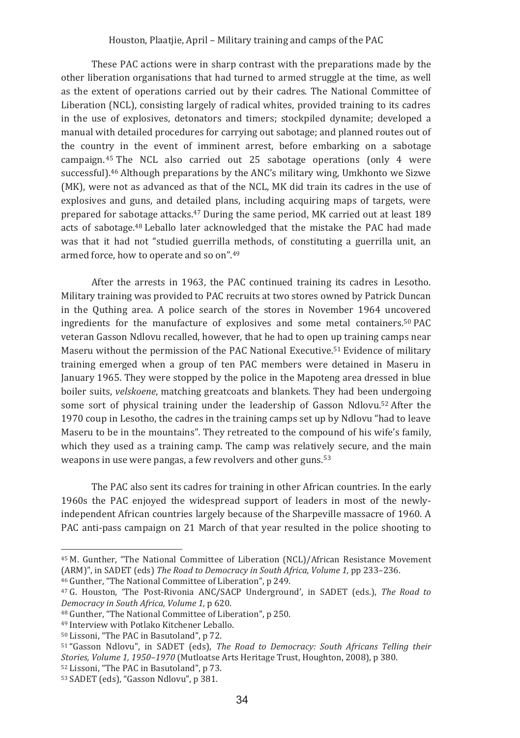These PAC actions were in sharp contrast with the preparations made by the other liberation organisations that had turned to armed struggle at the time, as well as the extent of operations carried out by their cadres. The National Committee of Liberation (NCL), consisting largely of radical whites, provided training to its cadres in the use of explosives, detonators and timers; stockpiled dynamite; developed a manual with detailed procedures for carrying out sabotage; and planned routes out of the country in the event of imminent arrest, before embarking on a sabotage campaign.[45] The NCL also carried out 25 sabotage operations (only 4 were successful).[46] Although preparations by the ANC's military wing, Umkhonto we Sizwe (MK), were not as advanced as that of the NCL, MK did train its cadres in the use of explosives and guns, and detailed plans, including acquiring maps of targets, were prepared for sabotage attacks.[47] During the same period, MK carried out at least 189 acts of sabotage.[48] Leballo later acknowledged that the mistake the PAC had made was that it had not "studied guerrilla methods, of constituting a guerrilla unit, an armed force, how to operate and so on".[49]

After the arrests in 1963, the PAC continued training its cadres in Lesotho. Military training was provided to PAC recruits at two stores owned by Patrick Duncan in the Quthing area. A police search of the stores in November 1964 uncovered ingredients for the manufacture of explosives and some metal containers.[50] PAC veteran Gasson Ndlovu recalled, however, that he had to open up training camps near Maseru without the permission of the PAC National Executive.[51] Evidence of military training emerged when a group of ten PAC members were detained in Maseru in January 1965. They were stopped by the police in the Mapoteng area dressed in blue boiler suits, *velskoene*, matching greatcoats and blankets. They had been undergoing some sort of physical training under the leadership of Gasson Ndlovu.[52] After the 1970 coup in Lesotho, the cadres in the training camps set up by Ndlovu "had to leave Maseru to be in the mountains". They retreated to the compound of his wife's family, which they used as a training camp. The camp was relatively secure, and the main weapons in use were pangas, a few revolvers and other guns.[53]

The PAC also sent its cadres for training in other African countries. In the early 1960s the PAC enjoyed the widespread support of leaders in most of the newly-independent African countries largely because of the Sharpeville massacre of 1960. A PAC anti-pass campaign on 21 March of that year resulted in the police shooting to

---

[45] M. Gunther, "The National Committee of Liberation (NCL)/African Resistance Movement (ARM)", in SADET (eds) *The Road to Democracy in South Africa, Volume 1,* pp 233–236.

[46] Gunther, "The National Committee of Liberation", p 249.

[47] G. Houston, 'The Post-Rivonia ANC/SACP Underground', in SADET (eds.), *The Road to Democracy in South Africa, Volume 1,* p 620.

[48] Gunther, "The National Committee of Liberation", p 250.

[49] Interview with Potlako Kitchener Leballo.

[50] Lissoni, "The PAC in Basutoland", p 72.

[51] "Gasson Ndlovu", in SADET (eds), *The Road to Democracy: South Africans Telling their Stories, Volume 1, 1950–1970* (Mutloatse Arts Heritage Trust, Houghton, 2008), p 380.

[52] Lissoni, "The PAC in Basutoland", p 73.

[53] SADET (eds), "Gasson Ndlovu", p 381.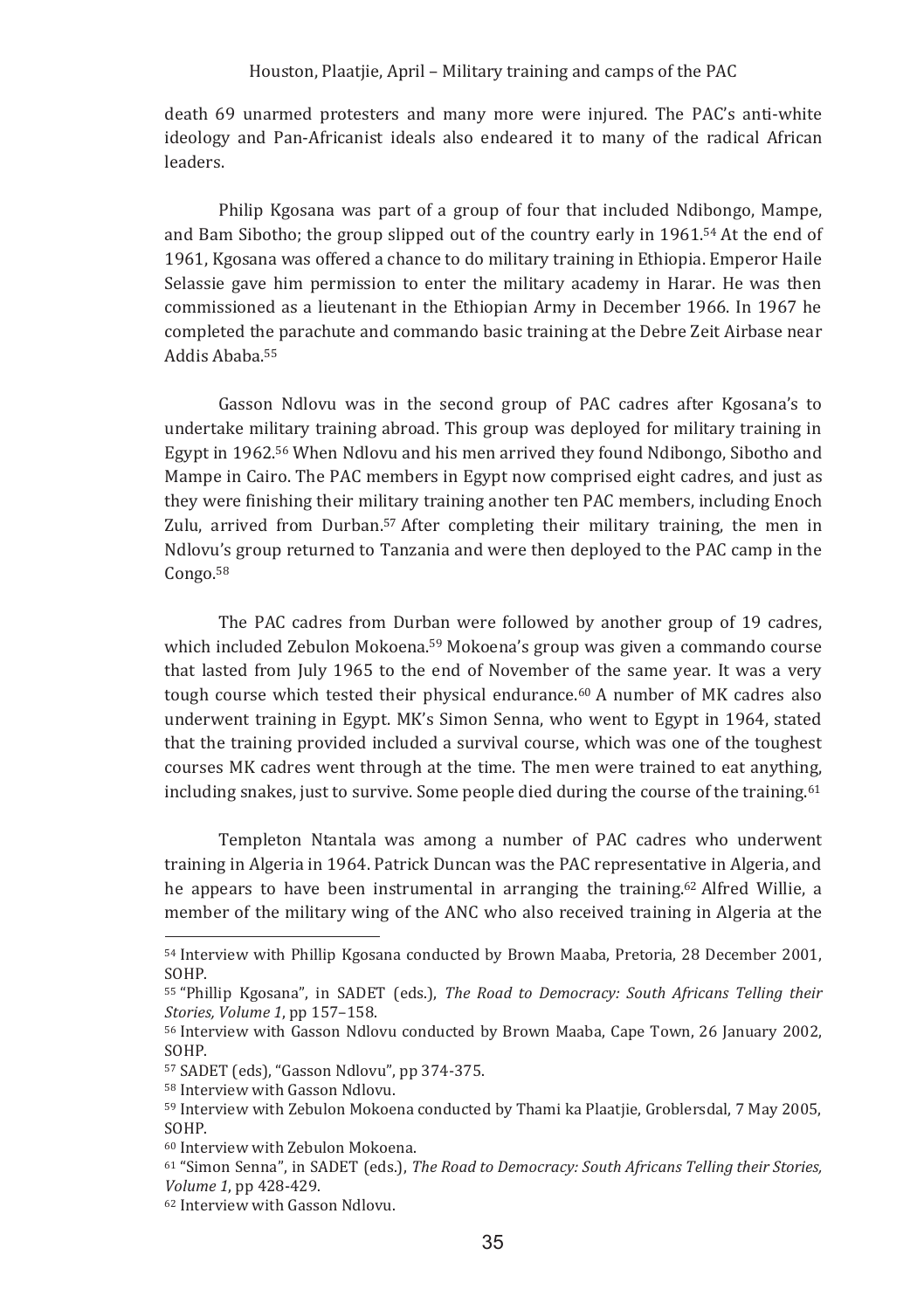death 69 unarmed protesters and many more were injured. The PAC's anti-white ideology and Pan-Africanist ideals also endeared it to many of the radical African leaders.

Philip Kgosana was part of a group of four that included Ndibongo, Mampe, and Bam Sibotho; the group slipped out of the country early in 1961.[54] At the end of 1961, Kgosana was offered a chance to do military training in Ethiopia. Emperor Haile Selassie gave him permission to enter the military academy in Harar. He was then commissioned as a lieutenant in the Ethiopian Army in December 1966. In 1967 he completed the parachute and commando basic training at the Debre Zeit Airbase near Addis Ababa.[55]

Gasson Ndlovu was in the second group of PAC cadres after Kgosana's to undertake military training abroad. This group was deployed for military training in Egypt in 1962.[56] When Ndlovu and his men arrived they found Ndibongo, Sibotho and Mampe in Cairo. The PAC members in Egypt now comprised eight cadres, and just as they were finishing their military training another ten PAC members, including Enoch Zulu, arrived from Durban.[57] After completing their military training, the men in Ndlovu's group returned to Tanzania and were then deployed to the PAC camp in the Congo.[58]

The PAC cadres from Durban were followed by another group of 19 cadres, which included Zebulon Mokoena.[59] Mokoena's group was given a commando course that lasted from July 1965 to the end of November of the same year. It was a very tough course which tested their physical endurance.[60] A number of MK cadres also underwent training in Egypt. MK's Simon Senna, who went to Egypt in 1964, stated that the training provided included a survival course, which was one of the toughest courses MK cadres went through at the time. The men were trained to eat anything, including snakes, just to survive. Some people died during the course of the training.[61]

Templeton Ntantala was among a number of PAC cadres who underwent training in Algeria in 1964. Patrick Duncan was the PAC representative in Algeria, and he appears to have been instrumental in arranging the training.[62] Alfred Willie, a member of the military wing of the ANC who also received training in Algeria at the

---

[54] Interview with Phillip Kgosana conducted by Brown Maaba, Pretoria, 28 December 2001, SOHP.

[55] "Phillip Kgosana", in SADET (eds.), *The Road to Democracy: South Africans Telling their Stories, Volume 1*, pp 157–158.

[56] Interview with Gasson Ndlovu conducted by Brown Maaba, Cape Town, 26 January 2002, SOHP.

[57] SADET (eds), "Gasson Ndlovu", pp 374-375.

[58] Interview with Gasson Ndlovu.

[59] Interview with Zebulon Mokoena conducted by Thami ka Plaatjie, Groblersdal, 7 May 2005, SOHP.

[60] Interview with Zebulon Mokoena.

[61] "Simon Senna", in SADET (eds.), *The Road to Democracy: South Africans Telling their Stories, Volume 1*, pp 428-429.

[62] Interview with Gasson Ndlovu.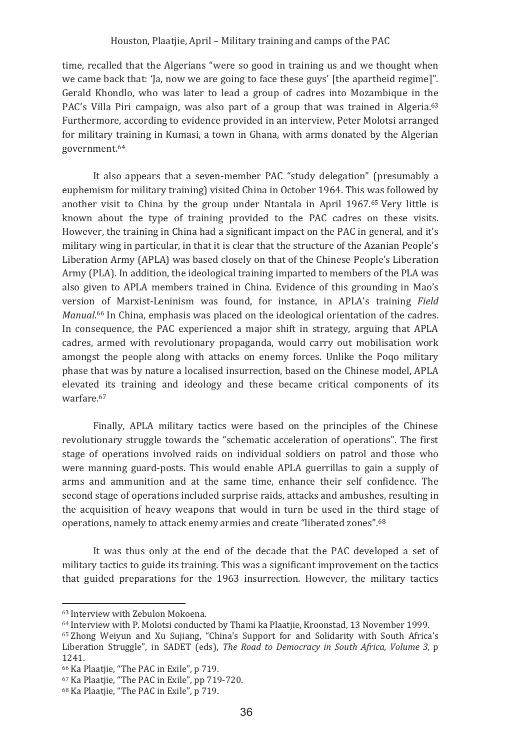time, recalled that the Algerians "were so good in training us and we thought when we came back that: 'Ja, now we are going to face these guys' [the apartheid regime]". Gerald Khondlo, who was later to lead a group of cadres into Mozambique in the PAC's Villa Piri campaign, was also part of a group that was trained in Algeria.[63] Furthermore, according to evidence provided in an interview, Peter Molotsi arranged for military training in Kumasi, a town in Ghana, with arms donated by the Algerian government.[64]

It also appears that a seven-member PAC "study delegation" (presumably a euphemism for military training) visited China in October 1964. This was followed by another visit to China by the group under Ntantala in April 1967.[65] Very little is known about the type of training provided to the PAC cadres on these visits. However, the training in China had a significant impact on the PAC in general, and it's military wing in particular, in that it is clear that the structure of the Azanian People's Liberation Army (APLA) was based closely on that of the Chinese People's Liberation Army (PLA). In addition, the ideological training imparted to members of the PLA was also given to APLA members trained in China. Evidence of this grounding in Mao's version of Marxist-Leninism was found, for instance, in APLA's training *Field Manual*.[66] In China, emphasis was placed on the ideological orientation of the cadres. In consequence, the PAC experienced a major shift in strategy, arguing that APLA cadres, armed with revolutionary propaganda, would carry out mobilisation work amongst the people along with attacks on enemy forces. Unlike the Poqo military phase that was by nature a localised insurrection, based on the Chinese model, APLA elevated its training and ideology and these became critical components of its warfare.[67]

Finally, APLA military tactics were based on the principles of the Chinese revolutionary struggle towards the "schematic acceleration of operations". The first stage of operations involved raids on individual soldiers on patrol and those who were manning guard-posts. This would enable APLA guerrillas to gain a supply of arms and ammunition and at the same time, enhance their self confidence. The second stage of operations included surprise raids, attacks and ambushes, resulting in the acquisition of heavy weapons that would in turn be used in the third stage of operations, namely to attack enemy armies and create "liberated zones".[68]

It was thus only at the end of the decade that the PAC developed a set of military tactics to guide its training. This was a significant improvement on the tactics that guided preparations for the 1963 insurrection. However, the military tactics

---

[63] Interview with Zebulon Mokoena.

[64] Interview with P. Molotsi conducted by Thami ka Plaatjie, Kroonstad, 13 November 1999.

[65] Zhong Weiyun and Xu Sujiang, "China's Support for and Solidarity with South Africa's Liberation Struggle", in SADET (eds), *The Road to Democracy in South Africa, Volume 3,* p 1241.

[66] Ka Plaatjie, "The PAC in Exile", p 719.

[67] Ka Plaatjie, "The PAC in Exile", pp 719-720.

[68] Ka Plaatjie, "The PAC in Exile", p 719.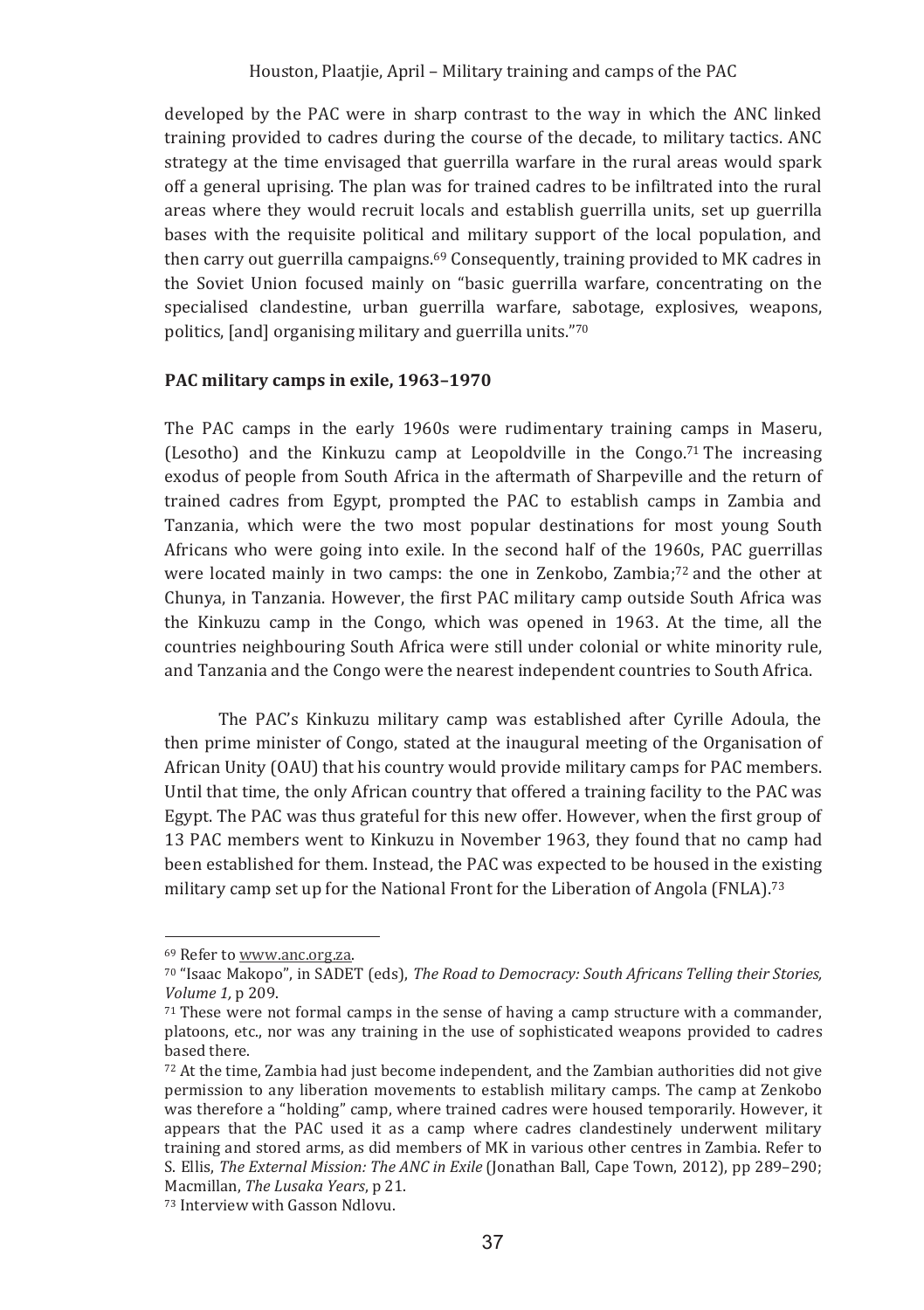developed by the PAC were in sharp contrast to the way in which the ANC linked training provided to cadres during the course of the decade, to military tactics. ANC strategy at the time envisaged that guerrilla warfare in the rural areas would spark off a general uprising. The plan was for trained cadres to be infiltrated into the rural areas where they would recruit locals and establish guerrilla units, set up guerrilla bases with the requisite political and military support of the local population, and then carry out guerrilla campaigns.[69] Consequently, training provided to MK cadres in the Soviet Union focused mainly on "basic guerrilla warfare, concentrating on the specialised clandestine, urban guerrilla warfare, sabotage, explosives, weapons, politics, [and] organising military and guerrilla units."[70]

**PAC military camps in exile, 1963–1970**

The PAC camps in the early 1960s were rudimentary training camps in Maseru, (Lesotho) and the Kinkuzu camp at Leopoldville in the Congo.[71] The increasing exodus of people from South Africa in the aftermath of Sharpeville and the return of trained cadres from Egypt, prompted the PAC to establish camps in Zambia and Tanzania, which were the two most popular destinations for most young South Africans who were going into exile. In the second half of the 1960s, PAC guerrillas were located mainly in two camps: the one in Zenkobo, Zambia;[72] and the other at Chunya, in Tanzania. However, the first PAC military camp outside South Africa was the Kinkuzu camp in the Congo, which was opened in 1963. At the time, all the countries neighbouring South Africa were still under colonial or white minority rule, and Tanzania and the Congo were the nearest independent countries to South Africa.

The PAC's Kinkuzu military camp was established after Cyrille Adoula, the then prime minister of Congo, stated at the inaugural meeting of the Organisation of African Unity (OAU) that his country would provide military camps for PAC members. Until that time, the only African country that offered a training facility to the PAC was Egypt. The PAC was thus grateful for this new offer. However, when the first group of 13 PAC members went to Kinkuzu in November 1963, they found that no camp had been established for them. Instead, the PAC was expected to be housed in the existing military camp set up for the National Front for the Liberation of Angola (FNLA).[73]

---

[69] Refer to www.anc.org.za.

[70] "Isaac Makopo", in SADET (eds), *The Road to Democracy: South Africans Telling their Stories, Volume 1*, p 209.

[71] These were not formal camps in the sense of having a camp structure with a commander, platoons, etc., nor was any training in the use of sophisticated weapons provided to cadres based there.

[72] At the time, Zambia had just become independent, and the Zambian authorities did not give permission to any liberation movements to establish military camps. The camp at Zenkobo was therefore a "holding" camp, where trained cadres were housed temporarily. However, it appears that the PAC used it as a camp where cadres clandestinely underwent military training and stored arms, as did members of MK in various other centres in Zambia. Refer to S. Ellis, *The External Mission: The ANC in Exile* (Jonathan Ball, Cape Town, 2012), pp 289–290; Macmillan, *The Lusaka Years*, p 21.

[73] Interview with Gasson Ndlovu.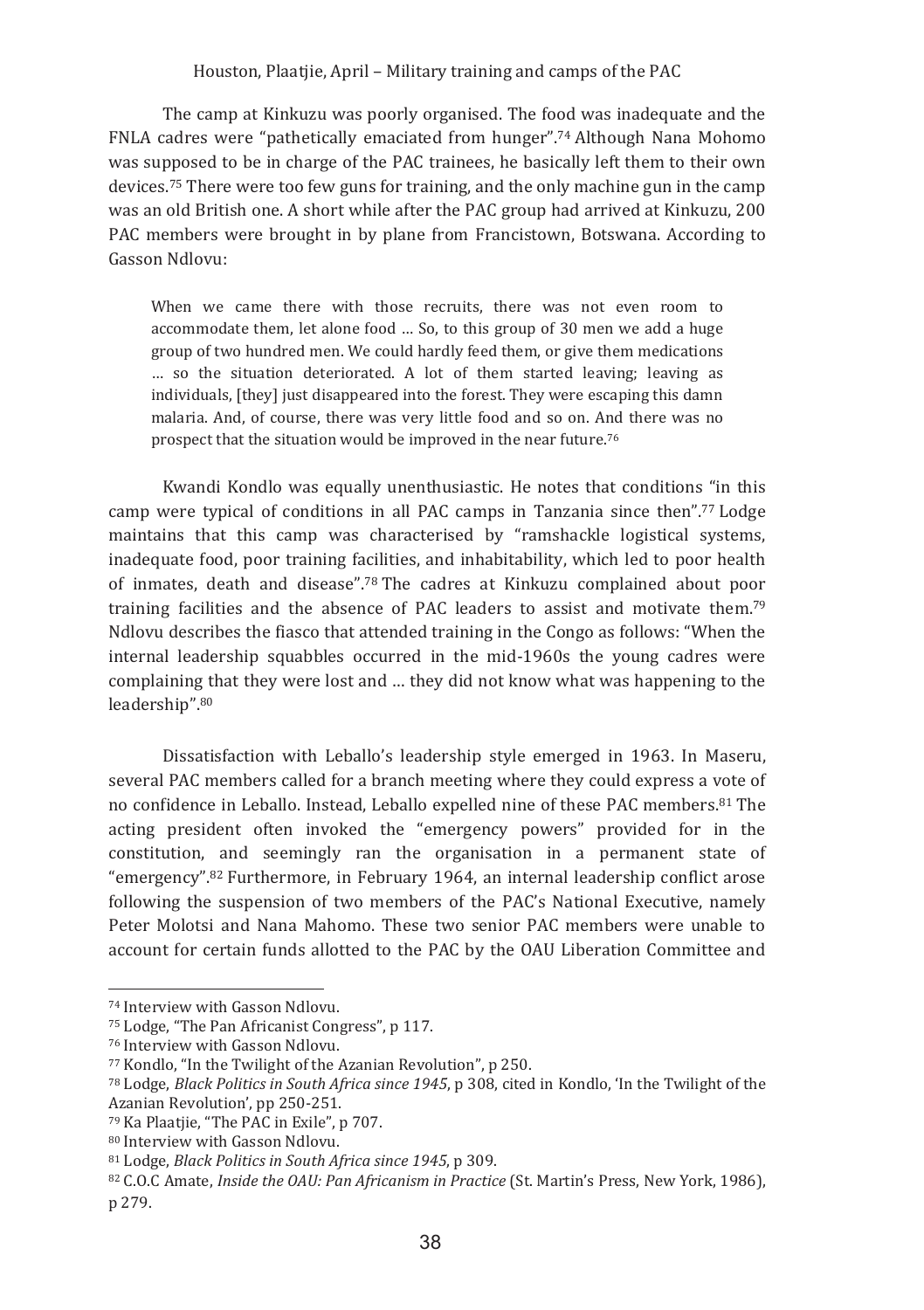The camp at Kinkuzu was poorly organised. The food was inadequate and the FNLA cadres were "pathetically emaciated from hunger".[74] Although Nana Mohomo was supposed to be in charge of the PAC trainees, he basically left them to their own devices.[75] There were too few guns for training, and the only machine gun in the camp was an old British one. A short while after the PAC group had arrived at Kinkuzu, 200 PAC members were brought in by plane from Francistown, Botswana. According to Gasson Ndlovu:

> When we came there with those recruits, there was not even room to accommodate them, let alone food … So, to this group of 30 men we add a huge group of two hundred men. We could hardly feed them, or give them medications … so the situation deteriorated. A lot of them started leaving; leaving as individuals, [they] just disappeared into the forest. They were escaping this damn malaria. And, of course, there was very little food and so on. And there was no prospect that the situation would be improved in the near future.[76]

Kwandi Kondlo was equally unenthusiastic. He notes that conditions "in this camp were typical of conditions in all PAC camps in Tanzania since then".[77] Lodge maintains that this camp was characterised by "ramshackle logistical systems, inadequate food, poor training facilities, and inhabitability, which led to poor health of inmates, death and disease".[78] The cadres at Kinkuzu complained about poor training facilities and the absence of PAC leaders to assist and motivate them.[79] Ndlovu describes the fiasco that attended training in the Congo as follows: "When the internal leadership squabbles occurred in the mid-1960s the young cadres were complaining that they were lost and … they did not know what was happening to the leadership".[80]

Dissatisfaction with Leballo's leadership style emerged in 1963. In Maseru, several PAC members called for a branch meeting where they could express a vote of no confidence in Leballo. Instead, Leballo expelled nine of these PAC members.[81] The acting president often invoked the "emergency powers" provided for in the constitution, and seemingly ran the organisation in a permanent state of "emergency".[82] Furthermore, in February 1964, an internal leadership conflict arose following the suspension of two members of the PAC's National Executive, namely Peter Molotsi and Nana Mahomo. These two senior PAC members were unable to account for certain funds allotted to the PAC by the OAU Liberation Committee and

---

[74] Interview with Gasson Ndlovu.

[75] Lodge, "The Pan Africanist Congress", p 117.

[76] Interview with Gasson Ndlovu.

[77] Kondlo, "In the Twilight of the Azanian Revolution", p 250.

[78] Lodge, *Black Politics in South Africa since 1945*, p 308, cited in Kondlo, 'In the Twilight of the Azanian Revolution', pp 250-251.

[79] Ka Plaatjie, "The PAC in Exile", p 707.

[80] Interview with Gasson Ndlovu.

[81] Lodge, *Black Politics in South Africa since 1945*, p 309.

[82] C.O.C Amate, *Inside the OAU: Pan Africanism in Practice* (St. Martin's Press, New York, 1986), p 279.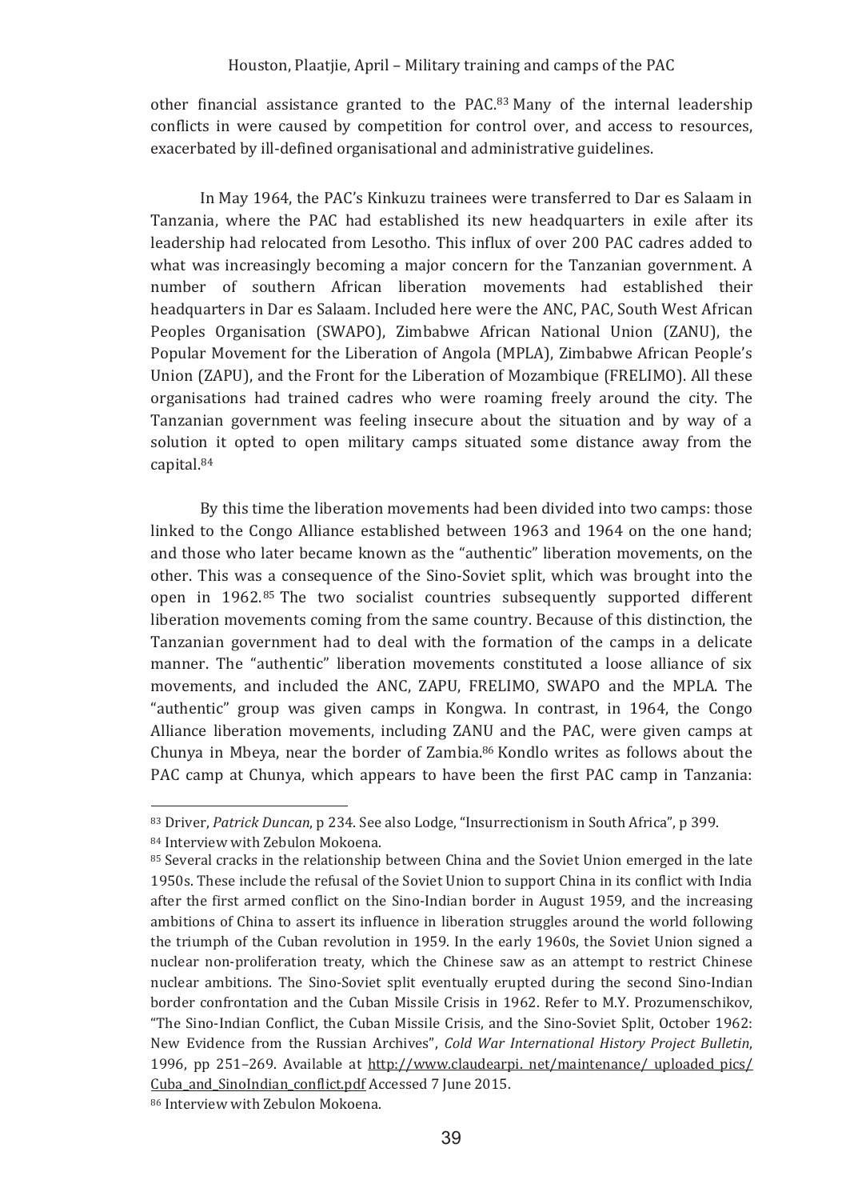other financial assistance granted to the PAC.[83] Many of the internal leadership conflicts in were caused by competition for control over, and access to resources, exacerbated by ill-defined organisational and administrative guidelines.

In May 1964, the PAC's Kinkuzu trainees were transferred to Dar es Salaam in Tanzania, where the PAC had established its new headquarters in exile after its leadership had relocated from Lesotho. This influx of over 200 PAC cadres added to what was increasingly becoming a major concern for the Tanzanian government. A number of southern African liberation movements had established their headquarters in Dar es Salaam. Included here were the ANC, PAC, South West African Peoples Organisation (SWAPO), Zimbabwe African National Union (ZANU), the Popular Movement for the Liberation of Angola (MPLA), Zimbabwe African People's Union (ZAPU), and the Front for the Liberation of Mozambique (FRELIMO). All these organisations had trained cadres who were roaming freely around the city. The Tanzanian government was feeling insecure about the situation and by way of a solution it opted to open military camps situated some distance away from the capital.[84]

By this time the liberation movements had been divided into two camps: those linked to the Congo Alliance established between 1963 and 1964 on the one hand; and those who later became known as the "authentic" liberation movements, on the other. This was a consequence of the Sino-Soviet split, which was brought into the open in 1962.[85] The two socialist countries subsequently supported different liberation movements coming from the same country. Because of this distinction, the Tanzanian government had to deal with the formation of the camps in a delicate manner. The "authentic" liberation movements constituted a loose alliance of six movements, and included the ANC, ZAPU, FRELIMO, SWAPO and the MPLA. The "authentic" group was given camps in Kongwa. In contrast, in 1964, the Congo Alliance liberation movements, including ZANU and the PAC, were given camps at Chunya in Mbeya, near the border of Zambia.[86] Kondlo writes as follows about the PAC camp at Chunya, which appears to have been the first PAC camp in Tanzania:

---

[83] Driver, *Patrick Duncan*, p 234. See also Lodge, "Insurrectionism in South Africa", p 399.

[84] Interview with Zebulon Mokoena.

[85] Several cracks in the relationship between China and the Soviet Union emerged in the late 1950s. These include the refusal of the Soviet Union to support China in its conflict with India after the first armed conflict on the Sino-Indian border in August 1959, and the increasing ambitions of China to assert its influence in liberation struggles around the world following the triumph of the Cuban revolution in 1959. In the early 1960s, the Soviet Union signed a nuclear non-proliferation treaty, which the Chinese saw as an attempt to restrict Chinese nuclear ambitions. The Sino-Soviet split eventually erupted during the second Sino-Indian border confrontation and the Cuban Missile Crisis in 1962. Refer to M.Y. Prozumenschikov, "The Sino-Indian Conflict, the Cuban Missile Crisis, and the Sino-Soviet Split, October 1962: New Evidence from the Russian Archives", *Cold War International History Project Bulletin*, 1996, pp 251–269. Available at http://www.claudearpi. net/maintenance/ uploaded_pics/ Cuba_and_SinoIndian_conflict.pdf Accessed 7 June 2015.

[86] Interview with Zebulon Mokoena.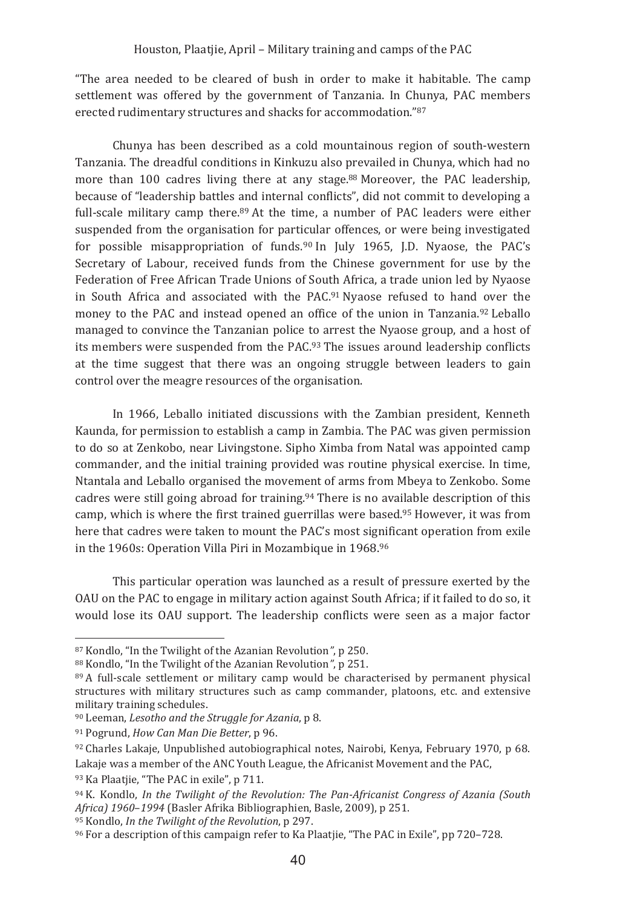"The area needed to be cleared of bush in order to make it habitable. The camp settlement was offered by the government of Tanzania. In Chunya, PAC members erected rudimentary structures and shacks for accommodation."[87]

Chunya has been described as a cold mountainous region of south-western Tanzania. The dreadful conditions in Kinkuzu also prevailed in Chunya, which had no more than 100 cadres living there at any stage.[88] Moreover, the PAC leadership, because of "leadership battles and internal conflicts", did not commit to developing a full-scale military camp there.[89] At the time, a number of PAC leaders were either suspended from the organisation for particular offences, or were being investigated for possible misappropriation of funds.[90] In July 1965, J.D. Nyaose, the PAC's Secretary of Labour, received funds from the Chinese government for use by the Federation of Free African Trade Unions of South Africa, a trade union led by Nyaose in South Africa and associated with the PAC.[91] Nyaose refused to hand over the money to the PAC and instead opened an office of the union in Tanzania.[92] Leballo managed to convince the Tanzanian police to arrest the Nyaose group, and a host of its members were suspended from the PAC.[93] The issues around leadership conflicts at the time suggest that there was an ongoing struggle between leaders to gain control over the meagre resources of the organisation.

In 1966, Leballo initiated discussions with the Zambian president, Kenneth Kaunda, for permission to establish a camp in Zambia. The PAC was given permission to do so at Zenkobo, near Livingstone. Sipho Ximba from Natal was appointed camp commander, and the initial training provided was routine physical exercise. In time, Ntantala and Leballo organised the movement of arms from Mbeya to Zenkobo. Some cadres were still going abroad for training.[94] There is no available description of this camp, which is where the first trained guerrillas were based.[95] However, it was from here that cadres were taken to mount the PAC's most significant operation from exile in the 1960s: Operation Villa Piri in Mozambique in 1968.[96]

This particular operation was launched as a result of pressure exerted by the OAU on the PAC to engage in military action against South Africa; if it failed to do so, it would lose its OAU support. The leadership conflicts were seen as a major factor

---

[87] Kondlo, "In the Twilight of the Azanian Revolution", p 250.

[88] Kondlo, "In the Twilight of the Azanian Revolution", p 251.

[89] A full-scale settlement or military camp would be characterised by permanent physical structures with military structures such as camp commander, platoons, etc. and extensive military training schedules.

[90] Leeman, *Lesotho and the Struggle for Azania*, p 8.

[91] Pogrund, *How Can Man Die Better*, p 96.

[92] Charles Lakaje, Unpublished autobiographical notes, Nairobi, Kenya, February 1970, p 68. Lakaje was a member of the ANC Youth League, the Africanist Movement and the PAC,

[93] Ka Plaatjie, "The PAC in exile", p 711.

[94] K. Kondlo, *In the Twilight of the Revolution: The Pan-Africanist Congress of Azania (South Africa) 1960–1994* (Basler Afrika Bibliographien, Basle, 2009), p 251.

[95] Kondlo, *In the Twilight of the Revolution*, p 297.

[96] For a description of this campaign refer to Ka Plaatjie, "The PAC in Exile", pp 720–728.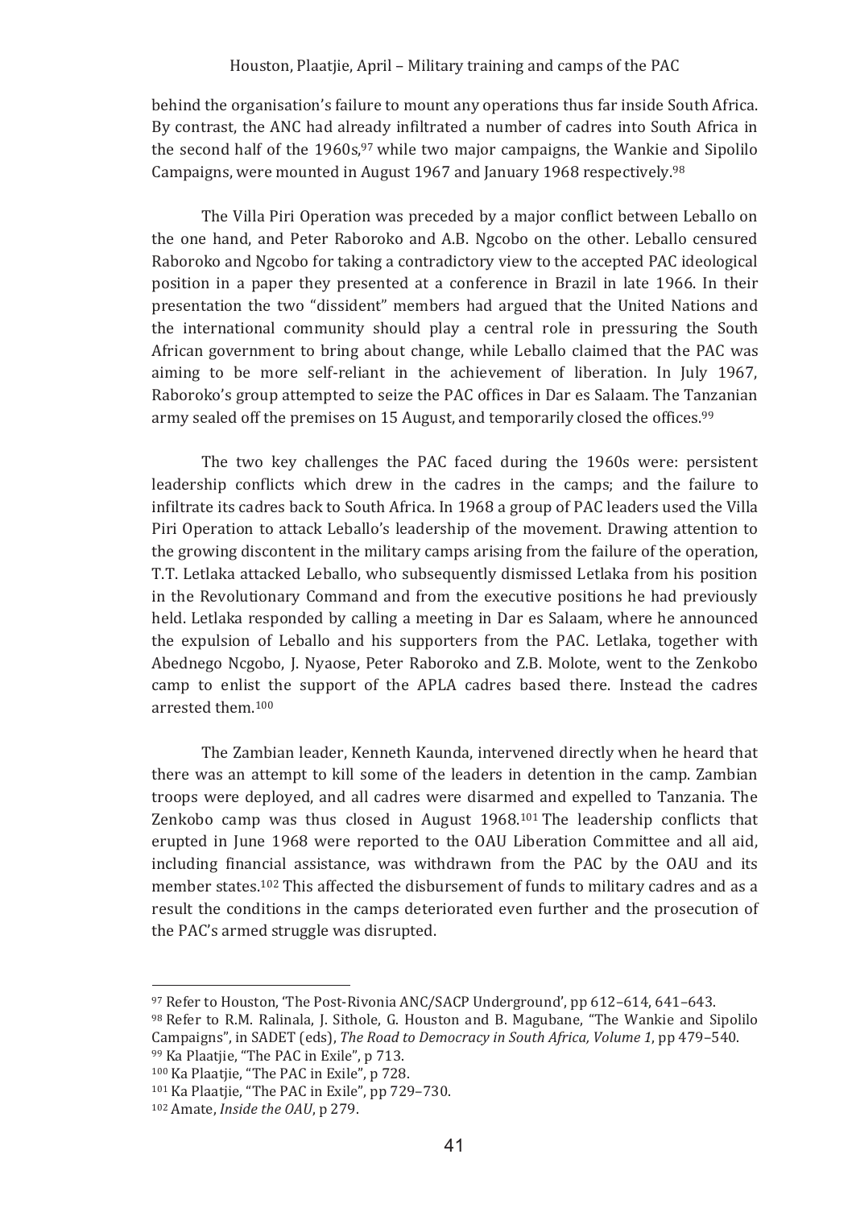behind the organisation's failure to mount any operations thus far inside South Africa. By contrast, the ANC had already infiltrated a number of cadres into South Africa in the second half of the 1960s,[97] while two major campaigns, the Wankie and Sipolilo Campaigns, were mounted in August 1967 and January 1968 respectively.[98]

The Villa Piri Operation was preceded by a major conflict between Leballo on the one hand, and Peter Raboroko and A.B. Ngcobo on the other. Leballo censured Raboroko and Ngcobo for taking a contradictory view to the accepted PAC ideological position in a paper they presented at a conference in Brazil in late 1966. In their presentation the two "dissident" members had argued that the United Nations and the international community should play a central role in pressuring the South African government to bring about change, while Leballo claimed that the PAC was aiming to be more self-reliant in the achievement of liberation. In July 1967, Raboroko's group attempted to seize the PAC offices in Dar es Salaam. The Tanzanian army sealed off the premises on 15 August, and temporarily closed the offices.[99]

The two key challenges the PAC faced during the 1960s were: persistent leadership conflicts which drew in the cadres in the camps; and the failure to infiltrate its cadres back to South Africa. In 1968 a group of PAC leaders used the Villa Piri Operation to attack Leballo's leadership of the movement. Drawing attention to the growing discontent in the military camps arising from the failure of the operation, T.T. Letlaka attacked Leballo, who subsequently dismissed Letlaka from his position in the Revolutionary Command and from the executive positions he had previously held. Letlaka responded by calling a meeting in Dar es Salaam, where he announced the expulsion of Leballo and his supporters from the PAC. Letlaka, together with Abednego Ncgobo, J. Nyaose, Peter Raboroko and Z.B. Molote, went to the Zenkobo camp to enlist the support of the APLA cadres based there. Instead the cadres arrested them.[100]

The Zambian leader, Kenneth Kaunda, intervened directly when he heard that there was an attempt to kill some of the leaders in detention in the camp. Zambian troops were deployed, and all cadres were disarmed and expelled to Tanzania. The Zenkobo camp was thus closed in August 1968.[101] The leadership conflicts that erupted in June 1968 were reported to the OAU Liberation Committee and all aid, including financial assistance, was withdrawn from the PAC by the OAU and its member states.[102] This affected the disbursement of funds to military cadres and as a result the conditions in the camps deteriorated even further and the prosecution of the PAC's armed struggle was disrupted.

---

[97] Refer to Houston, 'The Post-Rivonia ANC/SACP Underground', pp 612–614, 641–643.

[98] Refer to R.M. Ralinala, J. Sithole, G. Houston and B. Magubane, "The Wankie and Sipolilo Campaigns", in SADET (eds), *The Road to Democracy in South Africa, Volume 1*, pp 479–540.

[99] Ka Plaatjie, "The PAC in Exile", p 713.

[100] Ka Plaatjie, "The PAC in Exile", p 728.

[101] Ka Plaatjie, "The PAC in Exile", pp 729–730.

[102] Amate, *Inside the OAU*, p 279.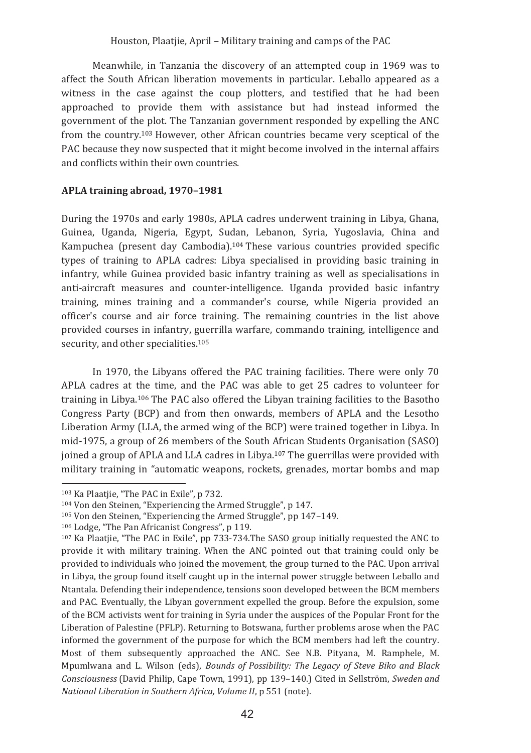Meanwhile, in Tanzania the discovery of an attempted coup in 1969 was to affect the South African liberation movements in particular. Leballo appeared as a witness in the case against the coup plotters, and testified that he had been approached to provide them with assistance but had instead informed the government of the plot. The Tanzanian government responded by expelling the ANC from the country.[103] However, other African countries became very sceptical of the PAC because they now suspected that it might become involved in the internal affairs and conflicts within their own countries.

## APLA training abroad, 1970–1981

During the 1970s and early 1980s, APLA cadres underwent training in Libya, Ghana, Guinea, Uganda, Nigeria, Egypt, Sudan, Lebanon, Syria, Yugoslavia, China and Kampuchea (present day Cambodia).[104] These various countries provided specific types of training to APLA cadres: Libya specialised in providing basic training in infantry, while Guinea provided basic infantry training as well as specialisations in anti-aircraft measures and counter-intelligence. Uganda provided basic infantry training, mines training and a commander's course, while Nigeria provided an officer's course and air force training. The remaining countries in the list above provided courses in infantry, guerrilla warfare, commando training, intelligence and security, and other specialities.[105]

In 1970, the Libyans offered the PAC training facilities. There were only 70 APLA cadres at the time, and the PAC was able to get 25 cadres to volunteer for training in Libya.[106] The PAC also offered the Libyan training facilities to the Basotho Congress Party (BCP) and from then onwards, members of APLA and the Lesotho Liberation Army (LLA, the armed wing of the BCP) were trained together in Libya. In mid-1975, a group of 26 members of the South African Students Organisation (SASO) joined a group of APLA and LLA cadres in Libya.[107] The guerrillas were provided with military training in "automatic weapons, rockets, grenades, mortar bombs and map

---

[103] Ka Plaatjie, "The PAC in Exile", p 732.

[104] Von den Steinen, "Experiencing the Armed Struggle", p 147.

[105] Von den Steinen, "Experiencing the Armed Struggle", pp 147–149.

[106] Lodge, "The Pan Africanist Congress", p 119.

[107] Ka Plaatjie, "The PAC in Exile", pp 733-734.The SASO group initially requested the ANC to provide it with military training. When the ANC pointed out that training could only be provided to individuals who joined the movement, the group turned to the PAC. Upon arrival in Libya, the group found itself caught up in the internal power struggle between Leballo and Ntantala. Defending their independence, tensions soon developed between the BCM members and PAC. Eventually, the Libyan government expelled the group. Before the expulsion, some of the BCM activists went for training in Syria under the auspices of the Popular Front for the Liberation of Palestine (PFLP). Returning to Botswana, further problems arose when the PAC informed the government of the purpose for which the BCM members had left the country. Most of them subsequently approached the ANC. See N.B. Pityana, M. Ramphele, M. Mpumlwana and L. Wilson (eds), *Bounds of Possibility: The Legacy of Steve Biko and Black Consciousness* (David Philip, Cape Town, 1991), pp 139–140.) Cited in Sellström, *Sweden and National Liberation in Southern Africa, Volume II*, p 551 (note).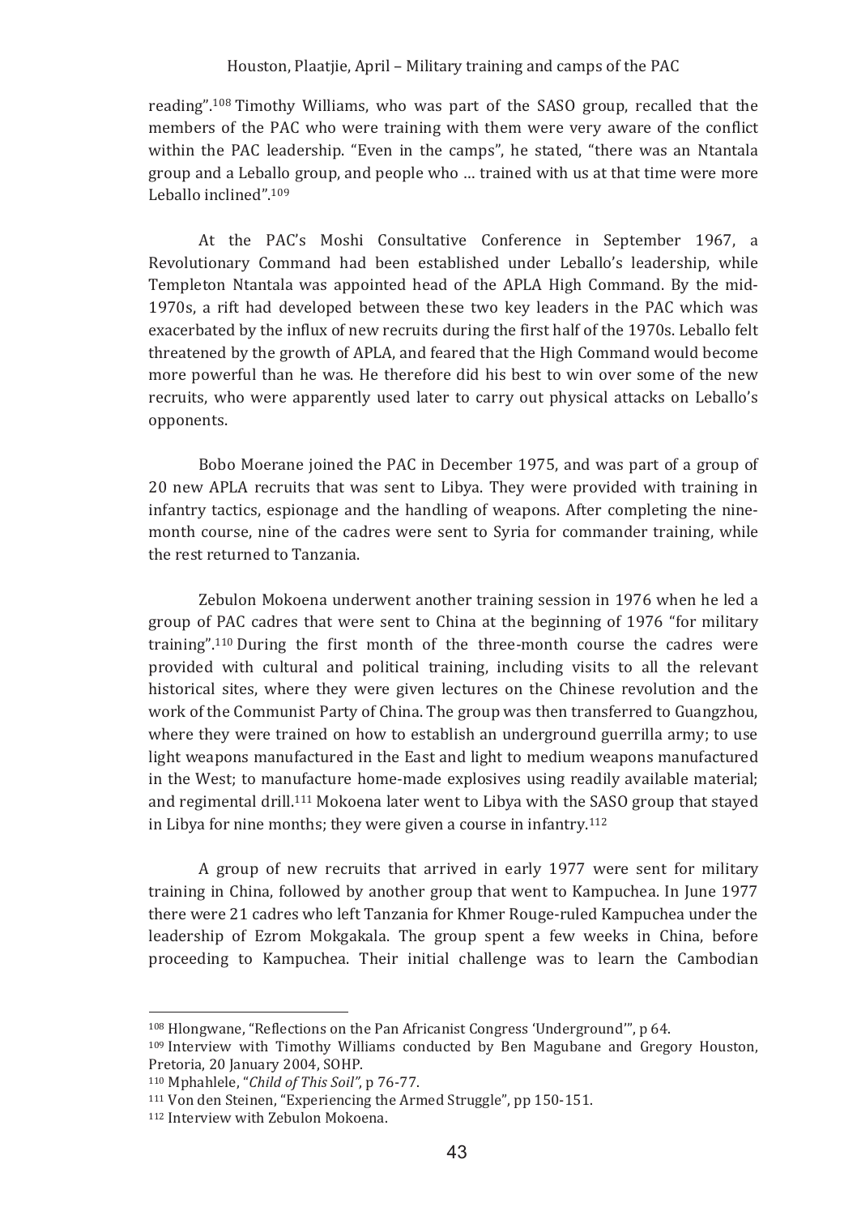reading".[108] Timothy Williams, who was part of the SASO group, recalled that the members of the PAC who were training with them were very aware of the conflict within the PAC leadership. "Even in the camps", he stated, "there was an Ntantala group and a Leballo group, and people who … trained with us at that time were more Leballo inclined".[109]

At the PAC's Moshi Consultative Conference in September 1967, a Revolutionary Command had been established under Leballo's leadership, while Templeton Ntantala was appointed head of the APLA High Command. By the mid-1970s, a rift had developed between these two key leaders in the PAC which was exacerbated by the influx of new recruits during the first half of the 1970s. Leballo felt threatened by the growth of APLA, and feared that the High Command would become more powerful than he was. He therefore did his best to win over some of the new recruits, who were apparently used later to carry out physical attacks on Leballo's opponents.

Bobo Moerane joined the PAC in December 1975, and was part of a group of 20 new APLA recruits that was sent to Libya. They were provided with training in infantry tactics, espionage and the handling of weapons. After completing the nine-month course, nine of the cadres were sent to Syria for commander training, while the rest returned to Tanzania.

Zebulon Mokoena underwent another training session in 1976 when he led a group of PAC cadres that were sent to China at the beginning of 1976 "for military training".[110] During the first month of the three-month course the cadres were provided with cultural and political training, including visits to all the relevant historical sites, where they were given lectures on the Chinese revolution and the work of the Communist Party of China. The group was then transferred to Guangzhou, where they were trained on how to establish an underground guerrilla army; to use light weapons manufactured in the East and light to medium weapons manufactured in the West; to manufacture home-made explosives using readily available material; and regimental drill.[111] Mokoena later went to Libya with the SASO group that stayed in Libya for nine months; they were given a course in infantry.[112]

A group of new recruits that arrived in early 1977 were sent for military training in China, followed by another group that went to Kampuchea. In June 1977 there were 21 cadres who left Tanzania for Khmer Rouge-ruled Kampuchea under the leadership of Ezrom Mokgakala. The group spent a few weeks in China, before proceeding to Kampuchea. Their initial challenge was to learn the Cambodian

---

[108] Hlongwane, "Reflections on the Pan Africanist Congress 'Underground'", p 64.

[109] Interview with Timothy Williams conducted by Ben Magubane and Gregory Houston, Pretoria, 20 January 2004, SOHP.

[110] Mphahlele, "*Child of This Soil*", p 76-77.

[111] Von den Steinen, "Experiencing the Armed Struggle", pp 150-151.

[112] Interview with Zebulon Mokoena.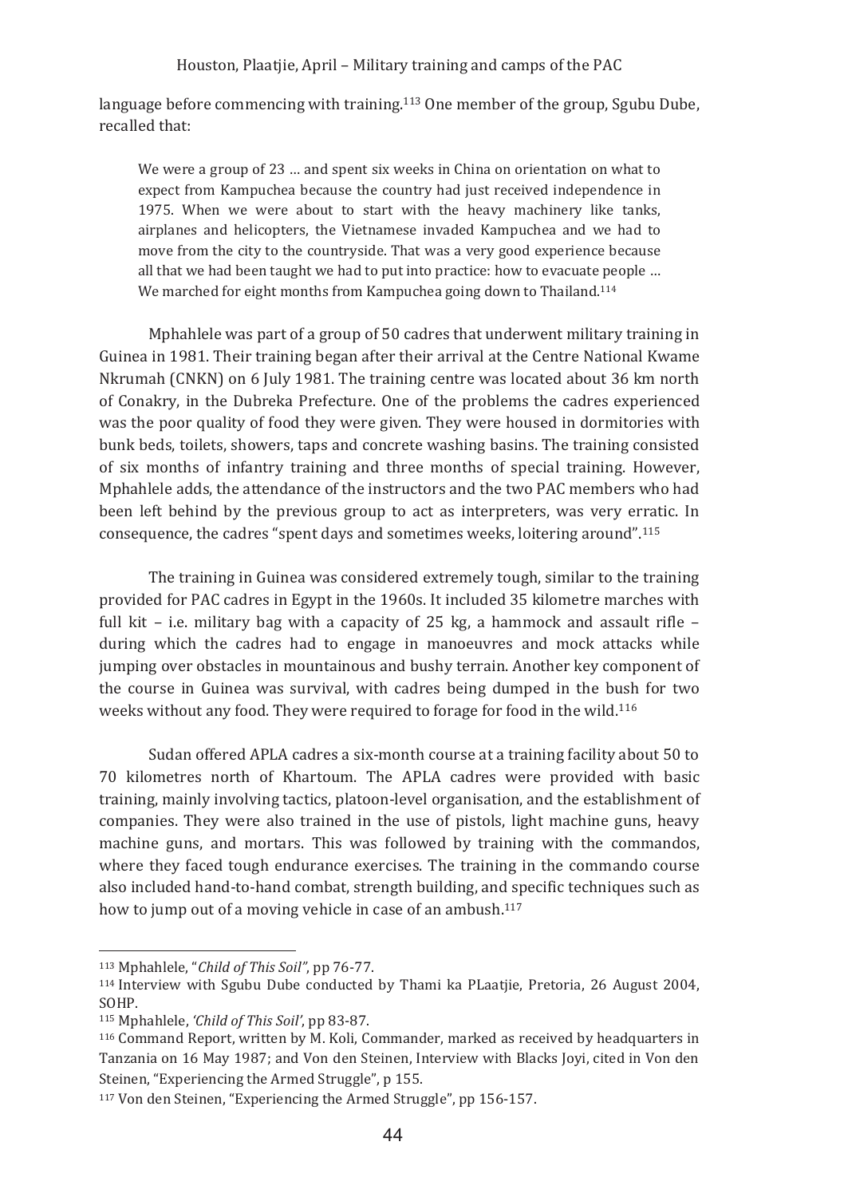language before commencing with training.[113] One member of the group, Sgubu Dube, recalled that:

> We were a group of 23 … and spent six weeks in China on orientation on what to expect from Kampuchea because the country had just received independence in 1975. When we were about to start with the heavy machinery like tanks, airplanes and helicopters, the Vietnamese invaded Kampuchea and we had to move from the city to the countryside. That was a very good experience because all that we had been taught we had to put into practice: how to evacuate people … We marched for eight months from Kampuchea going down to Thailand.[114]

Mphahlele was part of a group of 50 cadres that underwent military training in Guinea in 1981. Their training began after their arrival at the Centre National Kwame Nkrumah (CNKN) on 6 July 1981. The training centre was located about 36 km north of Conakry, in the Dubreka Prefecture. One of the problems the cadres experienced was the poor quality of food they were given. They were housed in dormitories with bunk beds, toilets, showers, taps and concrete washing basins. The training consisted of six months of infantry training and three months of special training. However, Mphahlele adds, the attendance of the instructors and the two PAC members who had been left behind by the previous group to act as interpreters, was very erratic. In consequence, the cadres "spent days and sometimes weeks, loitering around".[115]

The training in Guinea was considered extremely tough, similar to the training provided for PAC cadres in Egypt in the 1960s. It included 35 kilometre marches with full kit – i.e. military bag with a capacity of 25 kg, a hammock and assault rifle – during which the cadres had to engage in manoeuvres and mock attacks while jumping over obstacles in mountainous and bushy terrain. Another key component of the course in Guinea was survival, with cadres being dumped in the bush for two weeks without any food. They were required to forage for food in the wild.[116]

Sudan offered APLA cadres a six-month course at a training facility about 50 to 70 kilometres north of Khartoum. The APLA cadres were provided with basic training, mainly involving tactics, platoon-level organisation, and the establishment of companies. They were also trained in the use of pistols, light machine guns, heavy machine guns, and mortars. This was followed by training with the commandos, where they faced tough endurance exercises. The training in the commando course also included hand-to-hand combat, strength building, and specific techniques such as how to jump out of a moving vehicle in case of an ambush.[117]

---

[113] Mphahlele, "*Child of This Soil"*, pp 76-77.

[114] Interview with Sgubu Dube conducted by Thami ka PLaatjie, Pretoria, 26 August 2004, SOHP.

[115] Mphahlele, *'Child of This Soil'*, pp 83-87.

[116] Command Report, written by M. Koli, Commander, marked as received by headquarters in Tanzania on 16 May 1987; and Von den Steinen, Interview with Blacks Joyi, cited in Von den Steinen, "Experiencing the Armed Struggle", p 155.

[117] Von den Steinen, "Experiencing the Armed Struggle", pp 156-157.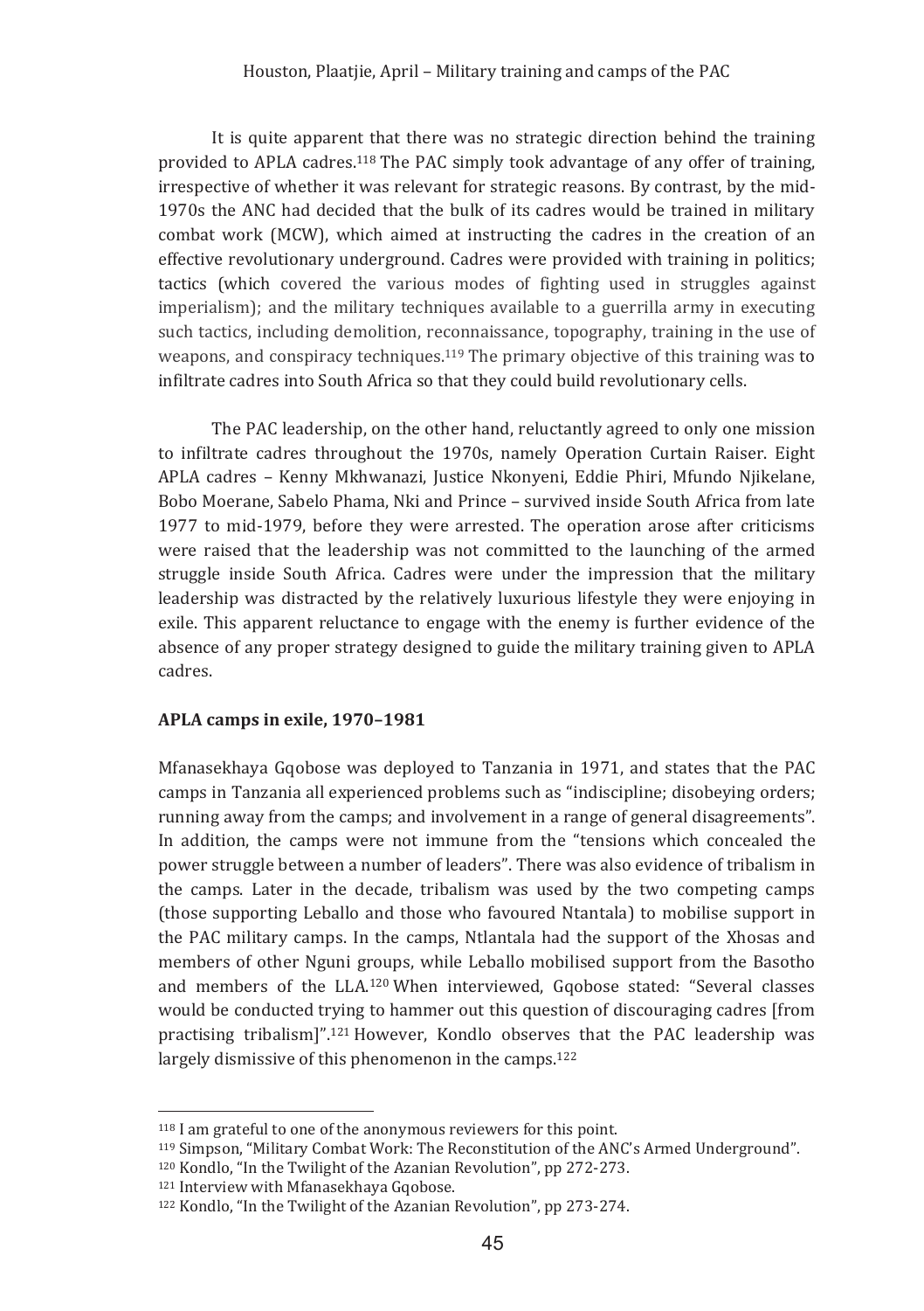It is quite apparent that there was no strategic direction behind the training provided to APLA cadres.[118] The PAC simply took advantage of any offer of training, irrespective of whether it was relevant for strategic reasons. By contrast, by the mid-1970s the ANC had decided that the bulk of its cadres would be trained in military combat work (MCW), which aimed at instructing the cadres in the creation of an effective revolutionary underground. Cadres were provided with training in politics; tactics (which covered the various modes of fighting used in struggles against imperialism); and the military techniques available to a guerrilla army in executing such tactics, including demolition, reconnaissance, topography, training in the use of weapons, and conspiracy techniques.[119] The primary objective of this training was to infiltrate cadres into South Africa so that they could build revolutionary cells.

The PAC leadership, on the other hand, reluctantly agreed to only one mission to infiltrate cadres throughout the 1970s, namely Operation Curtain Raiser. Eight APLA cadres – Kenny Mkhwanazi, Justice Nkonyeni, Eddie Phiri, Mfundo Njikelane, Bobo Moerane, Sabelo Phama, Nki and Prince – survived inside South Africa from late 1977 to mid-1979, before they were arrested. The operation arose after criticisms were raised that the leadership was not committed to the launching of the armed struggle inside South Africa. Cadres were under the impression that the military leadership was distracted by the relatively luxurious lifestyle they were enjoying in exile. This apparent reluctance to engage with the enemy is further evidence of the absence of any proper strategy designed to guide the military training given to APLA cadres.

### APLA camps in exile, 1970–1981

Mfanasekhaya Gqobose was deployed to Tanzania in 1971, and states that the PAC camps in Tanzania all experienced problems such as "indiscipline; disobeying orders; running away from the camps; and involvement in a range of general disagreements". In addition, the camps were not immune from the "tensions which concealed the power struggle between a number of leaders". There was also evidence of tribalism in the camps. Later in the decade, tribalism was used by the two competing camps (those supporting Leballo and those who favoured Ntantala) to mobilise support in the PAC military camps. In the camps, Ntlantala had the support of the Xhosas and members of other Nguni groups, while Leballo mobilised support from the Basotho and members of the LLA.[120] When interviewed, Gqobose stated: "Several classes would be conducted trying to hammer out this question of discouraging cadres [from practising tribalism]".[121] However, Kondlo observes that the PAC leadership was largely dismissive of this phenomenon in the camps.[122]

---

[118] I am grateful to one of the anonymous reviewers for this point.

[119] Simpson, "Military Combat Work: The Reconstitution of the ANC's Armed Underground".

[120] Kondlo, "In the Twilight of the Azanian Revolution", pp 272-273.

[121] Interview with Mfanasekhaya Gqobose.

[122] Kondlo, "In the Twilight of the Azanian Revolution", pp 273-274.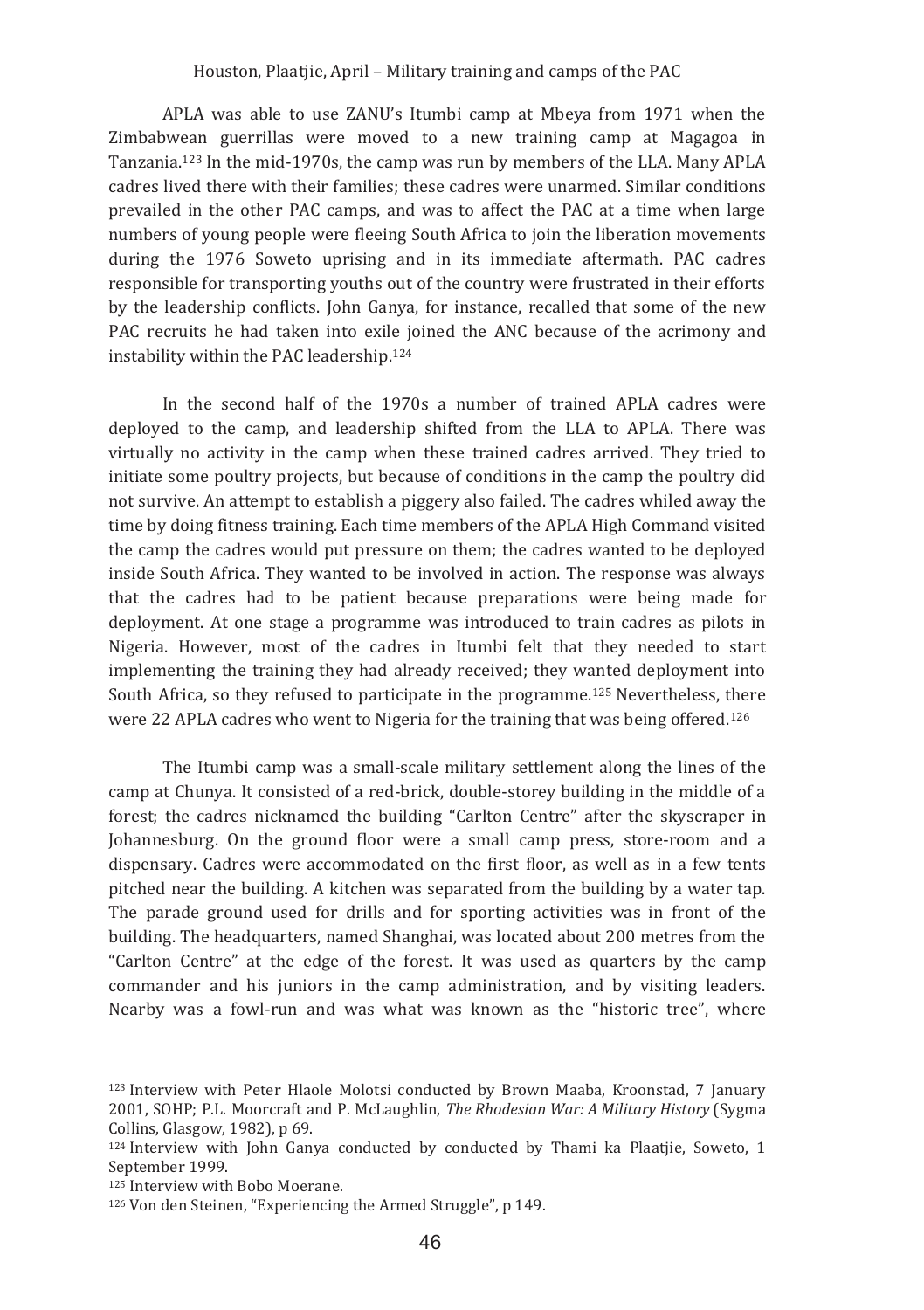APLA was able to use ZANU's Itumbi camp at Mbeya from 1971 when the Zimbabwean guerrillas were moved to a new training camp at Magagoa in Tanzania.[123] In the mid-1970s, the camp was run by members of the LLA. Many APLA cadres lived there with their families; these cadres were unarmed. Similar conditions prevailed in the other PAC camps, and was to affect the PAC at a time when large numbers of young people were fleeing South Africa to join the liberation movements during the 1976 Soweto uprising and in its immediate aftermath. PAC cadres responsible for transporting youths out of the country were frustrated in their efforts by the leadership conflicts. John Ganya, for instance, recalled that some of the new PAC recruits he had taken into exile joined the ANC because of the acrimony and instability within the PAC leadership.[124]

In the second half of the 1970s a number of trained APLA cadres were deployed to the camp, and leadership shifted from the LLA to APLA. There was virtually no activity in the camp when these trained cadres arrived. They tried to initiate some poultry projects, but because of conditions in the camp the poultry did not survive. An attempt to establish a piggery also failed. The cadres whiled away the time by doing fitness training. Each time members of the APLA High Command visited the camp the cadres would put pressure on them; the cadres wanted to be deployed inside South Africa. They wanted to be involved in action. The response was always that the cadres had to be patient because preparations were being made for deployment. At one stage a programme was introduced to train cadres as pilots in Nigeria. However, most of the cadres in Itumbi felt that they needed to start implementing the training they had already received; they wanted deployment into South Africa, so they refused to participate in the programme.[125] Nevertheless, there were 22 APLA cadres who went to Nigeria for the training that was being offered.[126]

The Itumbi camp was a small-scale military settlement along the lines of the camp at Chunya. It consisted of a red-brick, double-storey building in the middle of a forest; the cadres nicknamed the building "Carlton Centre" after the skyscraper in Johannesburg. On the ground floor were a small camp press, store-room and a dispensary. Cadres were accommodated on the first floor, as well as in a few tents pitched near the building. A kitchen was separated from the building by a water tap. The parade ground used for drills and for sporting activities was in front of the building. The headquarters, named Shanghai, was located about 200 metres from the "Carlton Centre" at the edge of the forest. It was used as quarters by the camp commander and his juniors in the camp administration, and by visiting leaders. Nearby was a fowl-run and was what was known as the "historic tree", where

---

[123] Interview with Peter Hlaole Molotsi conducted by Brown Maaba, Kroonstad, 7 January 2001, SOHP; P.L. Moorcraft and P. McLaughlin, *The Rhodesian War: A Military History* (Sygma Collins, Glasgow, 1982), p 69.

[124] Interview with John Ganya conducted by conducted by Thami ka Plaatjie, Soweto, 1 September 1999.

[125] Interview with Bobo Moerane.

[126] Von den Steinen, "Experiencing the Armed Struggle", p 149.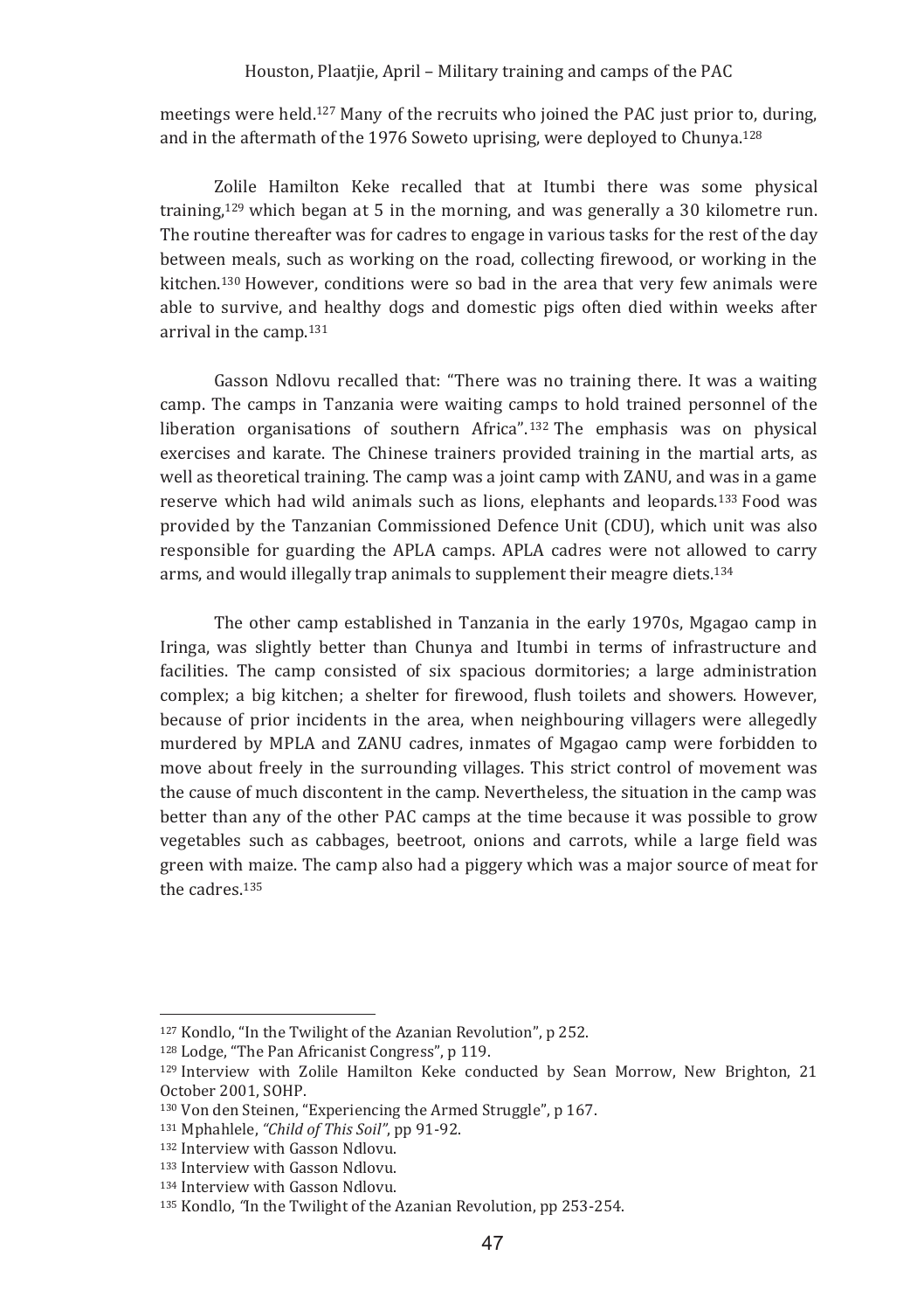meetings were held.[127] Many of the recruits who joined the PAC just prior to, during, and in the aftermath of the 1976 Soweto uprising, were deployed to Chunya.[128]

Zolile Hamilton Keke recalled that at Itumbi there was some physical training,[129] which began at 5 in the morning, and was generally a 30 kilometre run. The routine thereafter was for cadres to engage in various tasks for the rest of the day between meals, such as working on the road, collecting firewood, or working in the kitchen.[130] However, conditions were so bad in the area that very few animals were able to survive, and healthy dogs and domestic pigs often died within weeks after arrival in the camp.[131]

Gasson Ndlovu recalled that: "There was no training there. It was a waiting camp. The camps in Tanzania were waiting camps to hold trained personnel of the liberation organisations of southern Africa".[132] The emphasis was on physical exercises and karate. The Chinese trainers provided training in the martial arts, as well as theoretical training. The camp was a joint camp with ZANU, and was in a game reserve which had wild animals such as lions, elephants and leopards.[133] Food was provided by the Tanzanian Commissioned Defence Unit (CDU), which unit was also responsible for guarding the APLA camps. APLA cadres were not allowed to carry arms, and would illegally trap animals to supplement their meagre diets.[134]

The other camp established in Tanzania in the early 1970s, Mgagao camp in Iringa, was slightly better than Chunya and Itumbi in terms of infrastructure and facilities. The camp consisted of six spacious dormitories; a large administration complex; a big kitchen; a shelter for firewood, flush toilets and showers. However, because of prior incidents in the area, when neighbouring villagers were allegedly murdered by MPLA and ZANU cadres, inmates of Mgagao camp were forbidden to move about freely in the surrounding villages. This strict control of movement was the cause of much discontent in the camp. Nevertheless, the situation in the camp was better than any of the other PAC camps at the time because it was possible to grow vegetables such as cabbages, beetroot, onions and carrots, while a large field was green with maize. The camp also had a piggery which was a major source of meat for the cadres.[135]

---

[127] Kondlo, "In the Twilight of the Azanian Revolution", p 252.

[128] Lodge, "The Pan Africanist Congress", p 119.

[129] Interview with Zolile Hamilton Keke conducted by Sean Morrow, New Brighton, 21 October 2001, SOHP.

[130] Von den Steinen, "Experiencing the Armed Struggle", p 167.

[131] Mphahlele, *"Child of This Soil"*, pp 91-92.

[132] Interview with Gasson Ndlovu.

[133] Interview with Gasson Ndlovu.

[134] Interview with Gasson Ndlovu.

[135] Kondlo, "In the Twilight of the Azanian Revolution, pp 253-254.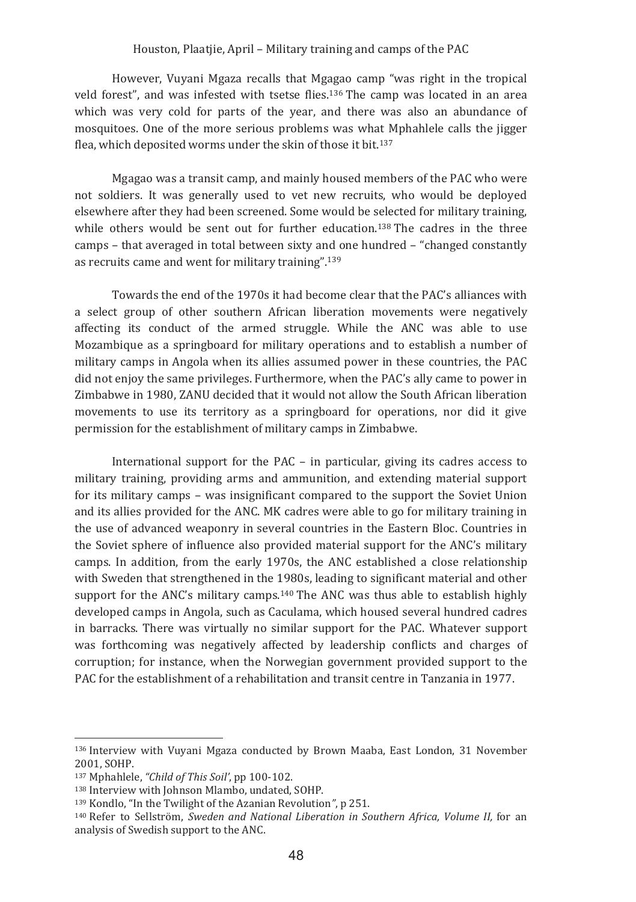However, Vuyani Mgaza recalls that Mgagao camp "was right in the tropical veld forest", and was infested with tsetse flies.[136] The camp was located in an area which was very cold for parts of the year, and there was also an abundance of mosquitoes. One of the more serious problems was what Mphahlele calls the jigger flea, which deposited worms under the skin of those it bit.[137]

Mgagao was a transit camp, and mainly housed members of the PAC who were not soldiers. It was generally used to vet new recruits, who would be deployed elsewhere after they had been screened. Some would be selected for military training, while others would be sent out for further education.[138] The cadres in the three camps – that averaged in total between sixty and one hundred – "changed constantly as recruits came and went for military training".[139]

Towards the end of the 1970s it had become clear that the PAC's alliances with a select group of other southern African liberation movements were negatively affecting its conduct of the armed struggle. While the ANC was able to use Mozambique as a springboard for military operations and to establish a number of military camps in Angola when its allies assumed power in these countries, the PAC did not enjoy the same privileges. Furthermore, when the PAC's ally came to power in Zimbabwe in 1980, ZANU decided that it would not allow the South African liberation movements to use its territory as a springboard for operations, nor did it give permission for the establishment of military camps in Zimbabwe.

International support for the PAC – in particular, giving its cadres access to military training, providing arms and ammunition, and extending material support for its military camps – was insignificant compared to the support the Soviet Union and its allies provided for the ANC. MK cadres were able to go for military training in the use of advanced weaponry in several countries in the Eastern Bloc. Countries in the Soviet sphere of influence also provided material support for the ANC's military camps. In addition, from the early 1970s, the ANC established a close relationship with Sweden that strengthened in the 1980s, leading to significant material and other support for the ANC's military camps.[140] The ANC was thus able to establish highly developed camps in Angola, such as Caculama, which housed several hundred cadres in barracks. There was virtually no similar support for the PAC. Whatever support was forthcoming was negatively affected by leadership conflicts and charges of corruption; for instance, when the Norwegian government provided support to the PAC for the establishment of a rehabilitation and transit centre in Tanzania in 1977.

---

[136] Interview with Vuyani Mgaza conducted by Brown Maaba, East London, 31 November 2001, SOHP.

[137] Mphahlele, *"Child of This Soil'*, pp 100-102.

[138] Interview with Johnson Mlambo, undated, SOHP.

[139] Kondlo, "In the Twilight of the Azanian Revolution*"*, p 251.

[140] Refer to Sellström, *Sweden and National Liberation in Southern Africa, Volume II,* for an analysis of Swedish support to the ANC.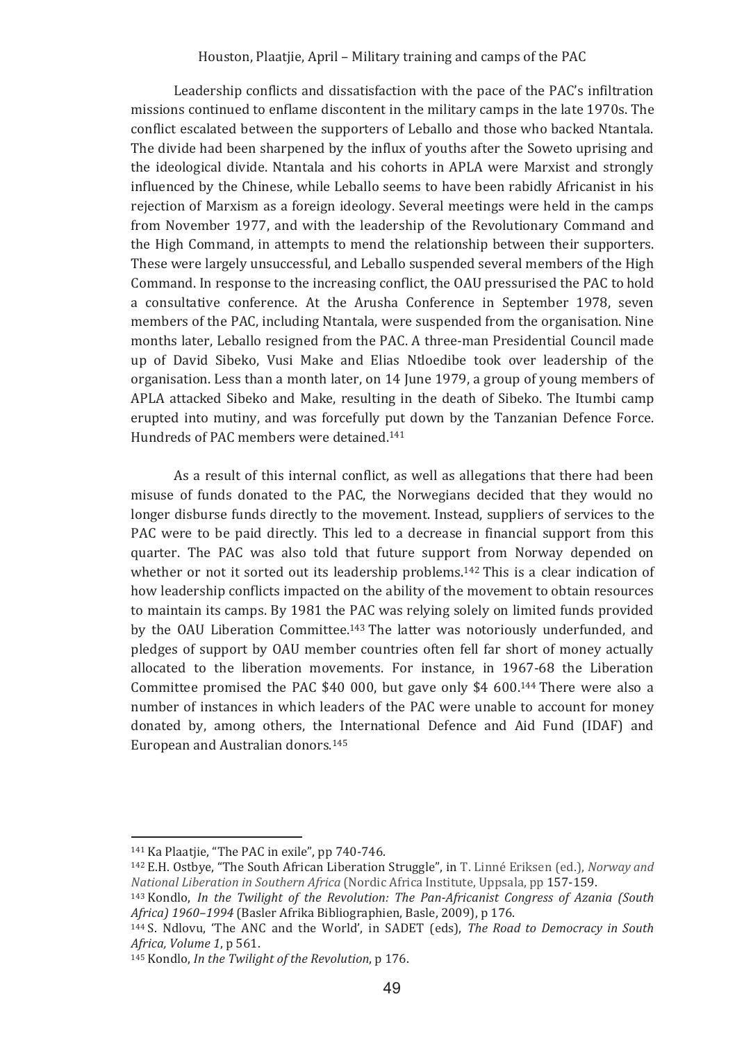Leadership conflicts and dissatisfaction with the pace of the PAC's infiltration missions continued to enflame discontent in the military camps in the late 1970s. The conflict escalated between the supporters of Leballo and those who backed Ntantala. The divide had been sharpened by the influx of youths after the Soweto uprising and the ideological divide. Ntantala and his cohorts in APLA were Marxist and strongly influenced by the Chinese, while Leballo seems to have been rabidly Africanist in his rejection of Marxism as a foreign ideology. Several meetings were held in the camps from November 1977, and with the leadership of the Revolutionary Command and the High Command, in attempts to mend the relationship between their supporters. These were largely unsuccessful, and Leballo suspended several members of the High Command. In response to the increasing conflict, the OAU pressurised the PAC to hold a consultative conference. At the Arusha Conference in September 1978, seven members of the PAC, including Ntantala, were suspended from the organisation. Nine months later, Leballo resigned from the PAC. A three-man Presidential Council made up of David Sibeko, Vusi Make and Elias Ntloedibe took over leadership of the organisation. Less than a month later, on 14 June 1979, a group of young members of APLA attacked Sibeko and Make, resulting in the death of Sibeko. The Itumbi camp erupted into mutiny, and was forcefully put down by the Tanzanian Defence Force. Hundreds of PAC members were detained.[141]

As a result of this internal conflict, as well as allegations that there had been misuse of funds donated to the PAC, the Norwegians decided that they would no longer disburse funds directly to the movement. Instead, suppliers of services to the PAC were to be paid directly. This led to a decrease in financial support from this quarter. The PAC was also told that future support from Norway depended on whether or not it sorted out its leadership problems.[142] This is a clear indication of how leadership conflicts impacted on the ability of the movement to obtain resources to maintain its camps. By 1981 the PAC was relying solely on limited funds provided by the OAU Liberation Committee.[143] The latter was notoriously underfunded, and pledges of support by OAU member countries often fell far short of money actually allocated to the liberation movements. For instance, in 1967-68 the Liberation Committee promised the PAC $40 000, but gave only $4 600.[144] There were also a number of instances in which leaders of the PAC were unable to account for money donated by, among others, the International Defence and Aid Fund (IDAF) and European and Australian donors.[145]

---

[141] Ka Plaatjie, "The PAC in exile", pp 740-746.

[142] E.H. Ostbye, "The South African Liberation Struggle", in T. Linné Eriksen (ed.), *Norway and National Liberation in Southern Africa* (Nordic Africa Institute, Uppsala, pp 157-159.

[143] Kondlo, *In the Twilight of the Revolution: The Pan-Africanist Congress of Azania (South Africa) 1960–1994* (Basler Afrika Bibliographien, Basle, 2009), p 176.

[144] S. Ndlovu, 'The ANC and the World', in SADET (eds), *The Road to Democracy in South Africa, Volume 1*, p 561.

[145] Kondlo, *In the Twilight of the Revolution*, p 176.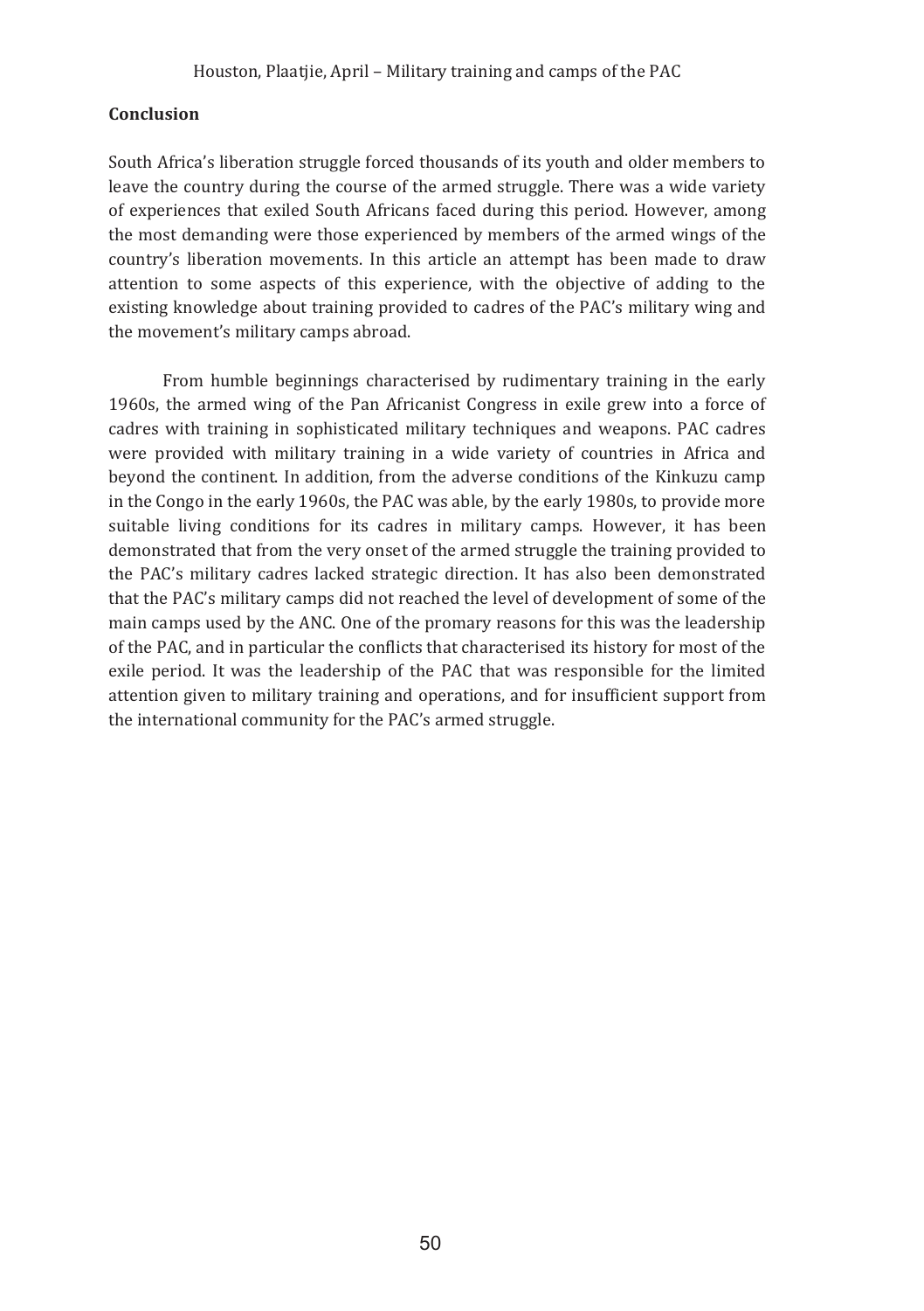**Conclusion**

South Africa's liberation struggle forced thousands of its youth and older members to leave the country during the course of the armed struggle. There was a wide variety of experiences that exiled South Africans faced during this period. However, among the most demanding were those experienced by members of the armed wings of the country's liberation movements. In this article an attempt has been made to draw attention to some aspects of this experience, with the objective of adding to the existing knowledge about training provided to cadres of the PAC's military wing and the movement's military camps abroad.

From humble beginnings characterised by rudimentary training in the early 1960s, the armed wing of the Pan Africanist Congress in exile grew into a force of cadres with training in sophisticated military techniques and weapons. PAC cadres were provided with military training in a wide variety of countries in Africa and beyond the continent. In addition, from the adverse conditions of the Kinkuzu camp in the Congo in the early 1960s, the PAC was able, by the early 1980s, to provide more suitable living conditions for its cadres in military camps. However, it has been demonstrated that from the very onset of the armed struggle the training provided to the PAC's military cadres lacked strategic direction. It has also been demonstrated that the PAC's military camps did not reached the level of development of some of the main camps used by the ANC. One of the promary reasons for this was the leadership of the PAC, and in particular the conflicts that characterised its history for most of the exile period. It was the leadership of the PAC that was responsible for the limited attention given to military training and operations, and for insufficient support from the international community for the PAC's armed struggle.